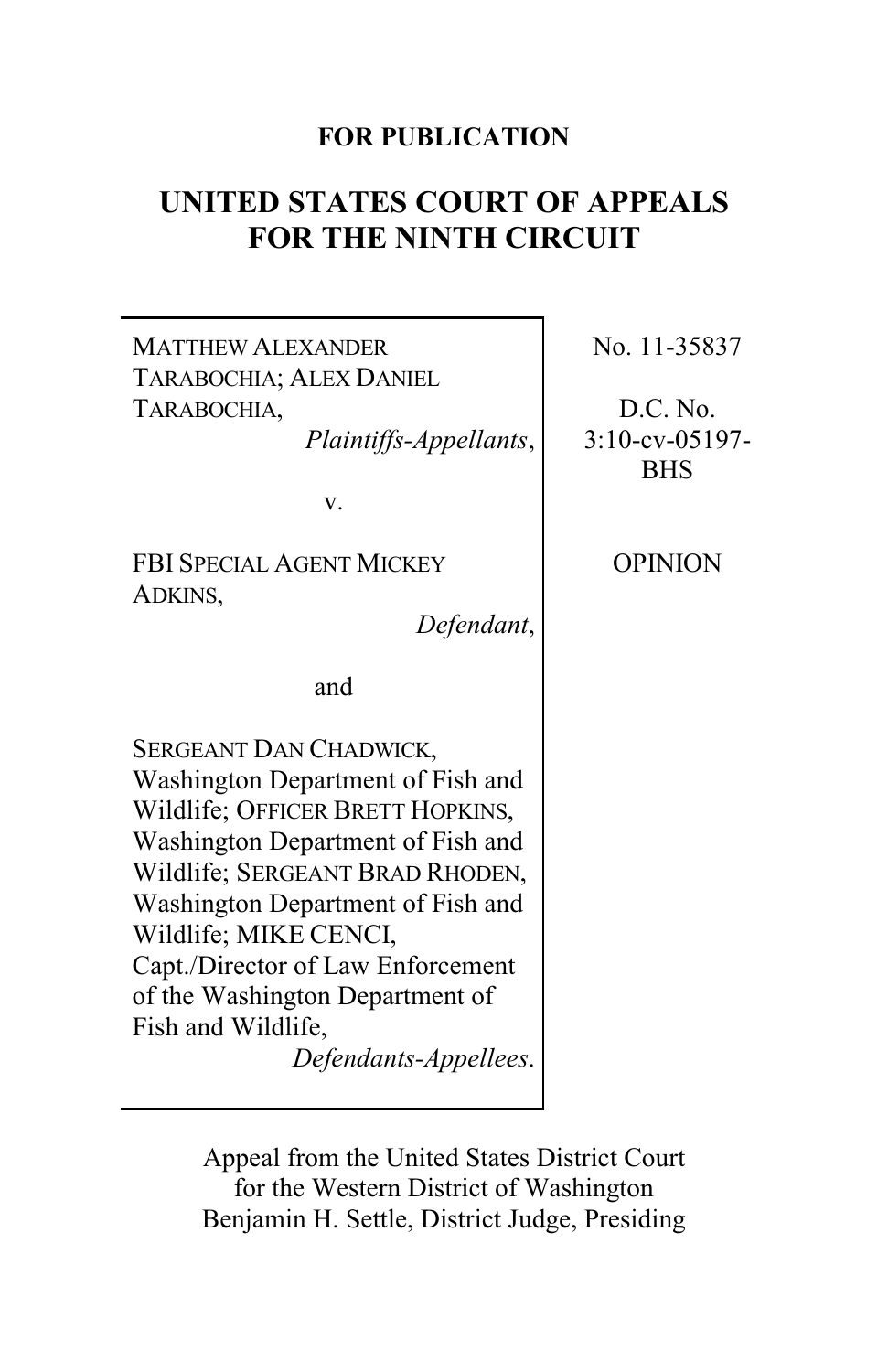**FOR PUBLICATION**

# UNITED STATES COURT OF APPEALS FOR THE NINTH CIRCUIT

| | |
|---|---|
| MATTHEW ALEXANDER TARABOCHIA; ALEX DANIEL TARABOCHIA, *Plaintiffs-Appellants*,<br><br>v.<br><br>FBI SPECIAL AGENT MICKEY ADKINS, *Defendant*,<br><br>and<br><br>SERGEANT DAN CHADWICK, Washington Department of Fish and Wildlife; OFFICER BRETT HOPKINS, Washington Department of Fish and Wildlife; SERGEANT BRAD RHODEN, Washington Department of Fish and Wildlife; MIKE CENCI, Capt./Director of Law Enforcement of the Washington Department of Fish and Wildlife, *Defendants-Appellees*. | No. 11-35837<br><br>D.C. No. 3:10-cv-05197-BHS<br><br>OPINION |

Appeal from the United States District Court for the Western District of Washington
Benjamin H. Settle, District Judge, Presiding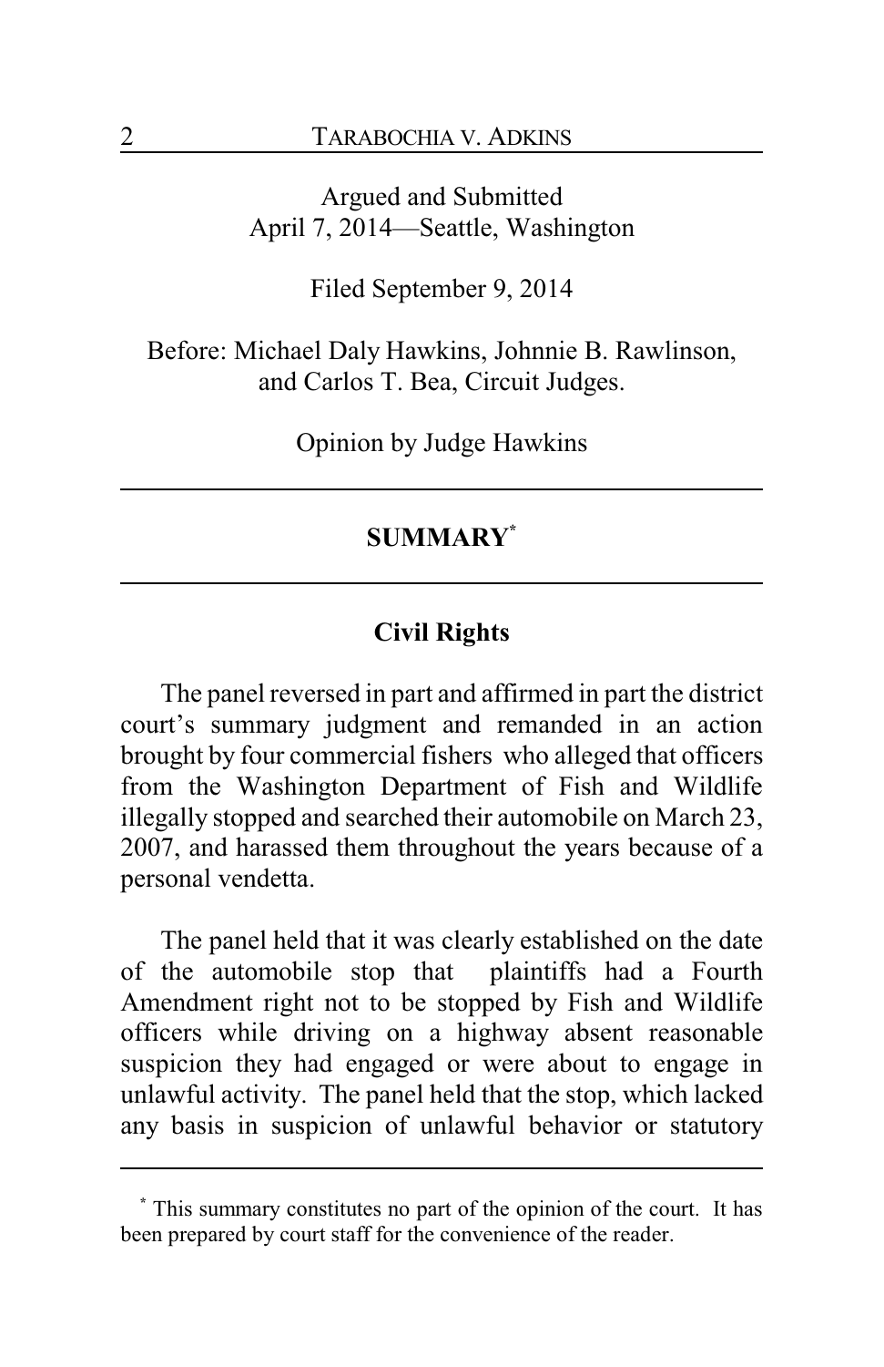Argued and Submitted
April 7, 2014—Seattle, Washington

Filed September 9, 2014

Before: Michael Daly Hawkins, Johnnie B. Rawlinson, and Carlos T. Bea, Circuit Judges.

Opinion by Judge Hawkins

---

## SUMMARY[*]

---

### Civil Rights

The panel reversed in part and affirmed in part the district court's summary judgment and remanded in an action brought by four commercial fishers who alleged that officers from the Washington Department of Fish and Wildlife illegally stopped and searched their automobile on March 23, 2007, and harassed them throughout the years because of a personal vendetta.

The panel held that it was clearly established on the date of the automobile stop that plaintiffs had a Fourth Amendment right not to be stopped by Fish and Wildlife officers while driving on a highway absent reasonable suspicion they had engaged or were about to engage in unlawful activity. The panel held that the stop, which lacked any basis in suspicion of unlawful behavior or statutory

---

[*] This summary constitutes no part of the opinion of the court. It has been prepared by court staff for the convenience of the reader.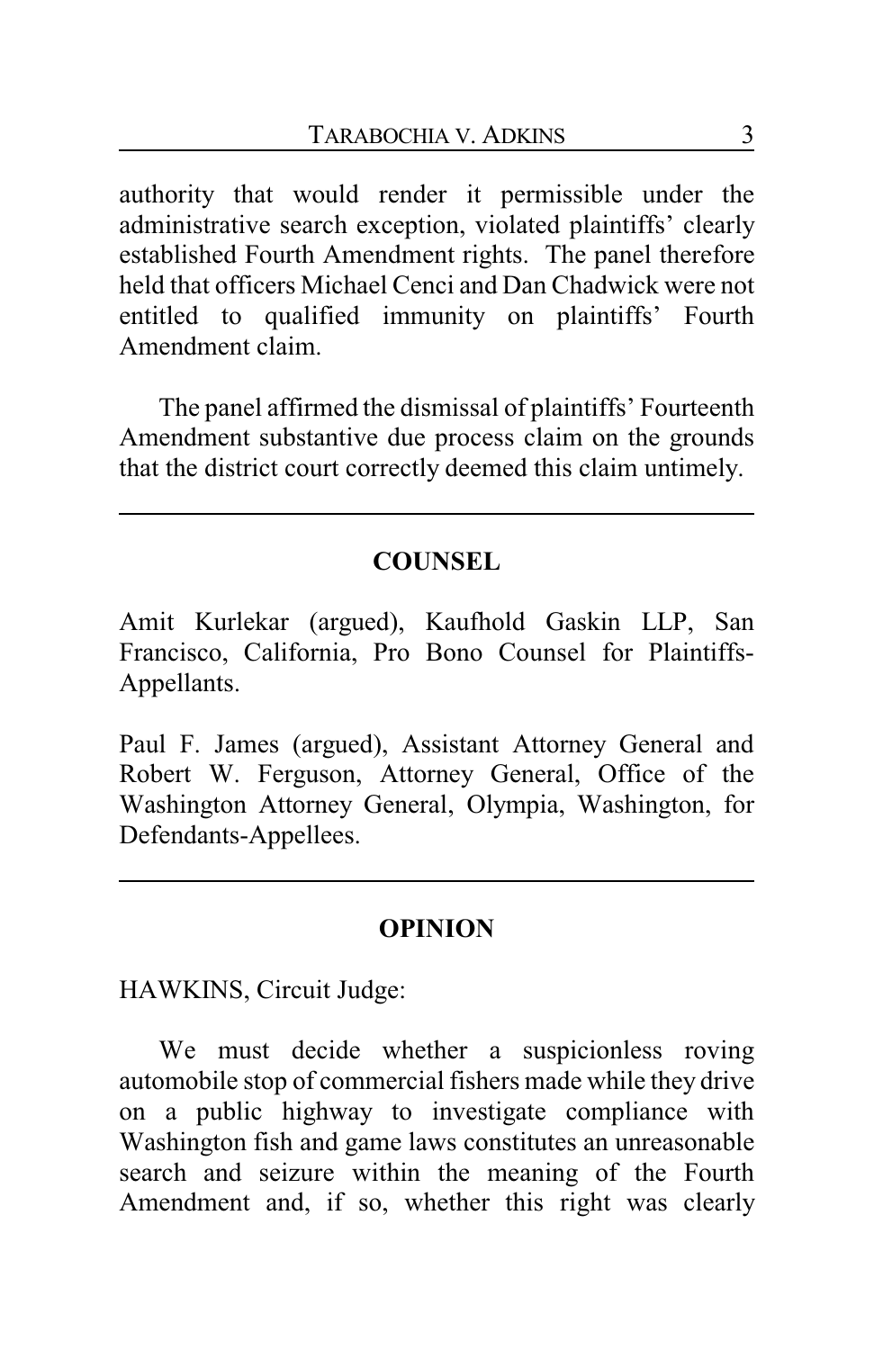authority that would render it permissible under the administrative search exception, violated plaintiffs' clearly established Fourth Amendment rights. The panel therefore held that officers Michael Cenci and Dan Chadwick were not entitled to qualified immunity on plaintiffs' Fourth Amendment claim.

The panel affirmed the dismissal of plaintiffs' Fourteenth Amendment substantive due process claim on the grounds that the district court correctly deemed this claim untimely.

---

## COUNSEL

Amit Kurlekar (argued), Kaufhold Gaskin LLP, San Francisco, California, Pro Bono Counsel for Plaintiffs-Appellants.

Paul F. James (argued), Assistant Attorney General and Robert W. Ferguson, Attorney General, Office of the Washington Attorney General, Olympia, Washington, for Defendants-Appellees.

---

## OPINION

HAWKINS, Circuit Judge:

We must decide whether a suspicionless roving automobile stop of commercial fishers made while they drive on a public highway to investigate compliance with Washington fish and game laws constitutes an unreasonable search and seizure within the meaning of the Fourth Amendment and, if so, whether this right was clearly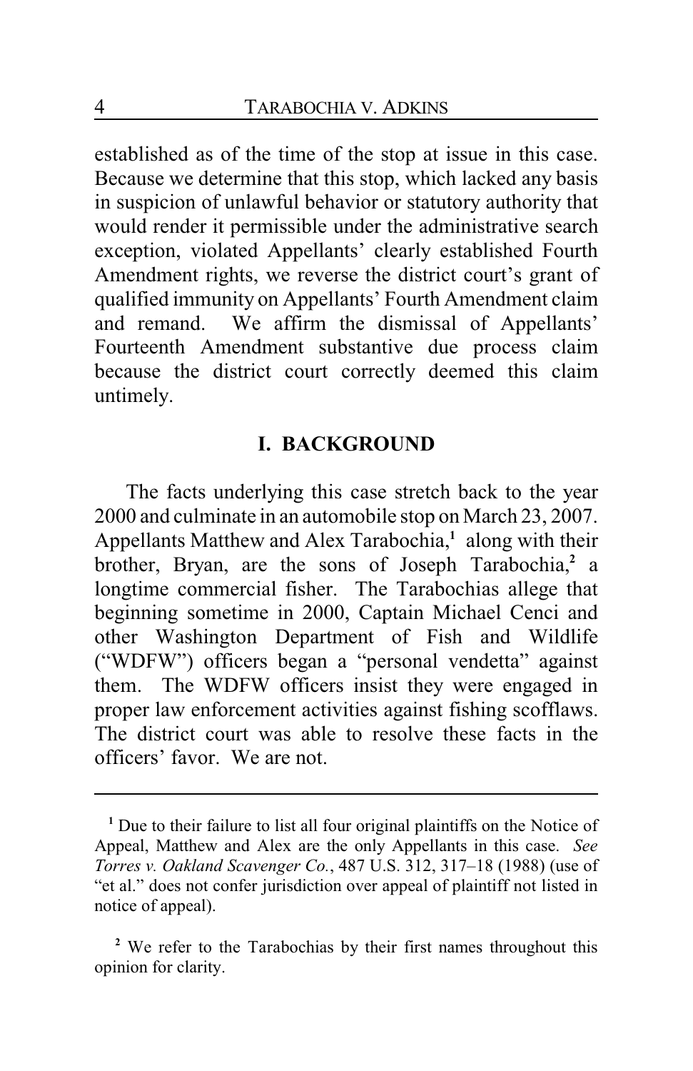established as of the time of the stop at issue in this case. Because we determine that this stop, which lacked any basis in suspicion of unlawful behavior or statutory authority that would render it permissible under the administrative search exception, violated Appellants' clearly established Fourth Amendment rights, we reverse the district court's grant of qualified immunity on Appellants' Fourth Amendment claim and remand. We affirm the dismissal of Appellants' Fourteenth Amendment substantive due process claim because the district court correctly deemed this claim untimely.

## I. BACKGROUND

The facts underlying this case stretch back to the year 2000 and culminate in an automobile stop on March 23, 2007. Appellants Matthew and Alex Tarabochia,[1] along with their brother, Bryan, are the sons of Joseph Tarabochia,[2] a longtime commercial fisher. The Tarabochias allege that beginning sometime in 2000, Captain Michael Cenci and other Washington Department of Fish and Wildlife ("WDFW") officers began a "personal vendetta" against them. The WDFW officers insist they were engaged in proper law enforcement activities against fishing scofflaws. The district court was able to resolve these facts in the officers' favor. We are not.

---

[1] Due to their failure to list all four original plaintiffs on the Notice of Appeal, Matthew and Alex are the only Appellants in this case. *See Torres v. Oakland Scavenger Co.*, 487 U.S. 312, 317–18 (1988) (use of "et al." does not confer jurisdiction over appeal of plaintiff not listed in notice of appeal).

[2] We refer to the Tarabochias by their first names throughout this opinion for clarity.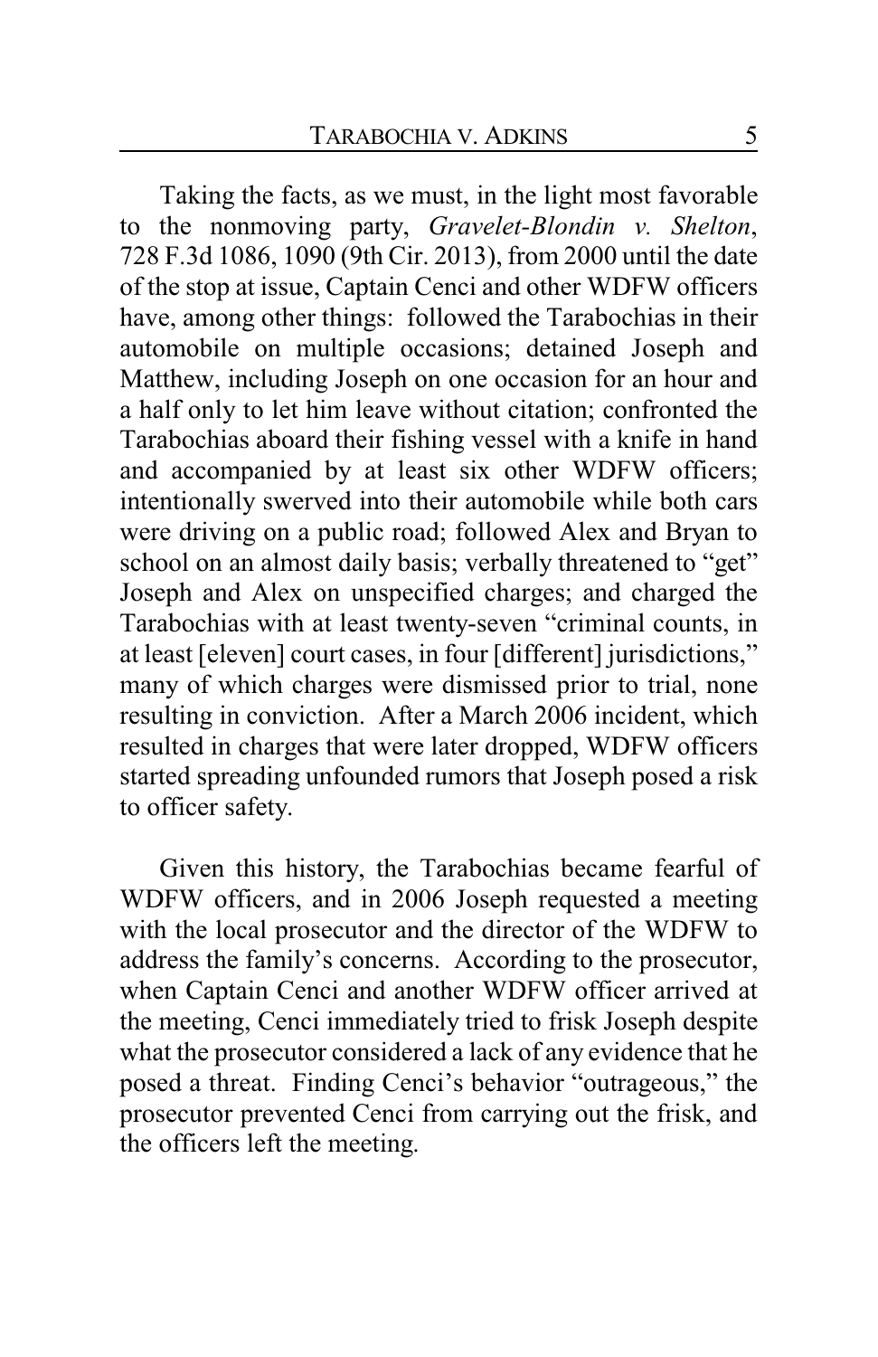Taking the facts, as we must, in the light most favorable to the nonmoving party, *Gravelet-Blondin v. Shelton*, 728 F.3d 1086, 1090 (9th Cir. 2013), from 2000 until the date of the stop at issue, Captain Cenci and other WDFW officers have, among other things: followed the Tarabochias in their automobile on multiple occasions; detained Joseph and Matthew, including Joseph on one occasion for an hour and a half only to let him leave without citation; confronted the Tarabochias aboard their fishing vessel with a knife in hand and accompanied by at least six other WDFW officers; intentionally swerved into their automobile while both cars were driving on a public road; followed Alex and Bryan to school on an almost daily basis; verbally threatened to "get" Joseph and Alex on unspecified charges; and charged the Tarabochias with at least twenty-seven "criminal counts, in at least [eleven] court cases, in four [different] jurisdictions," many of which charges were dismissed prior to trial, none resulting in conviction. After a March 2006 incident, which resulted in charges that were later dropped, WDFW officers started spreading unfounded rumors that Joseph posed a risk to officer safety.

Given this history, the Tarabochias became fearful of WDFW officers, and in 2006 Joseph requested a meeting with the local prosecutor and the director of the WDFW to address the family's concerns. According to the prosecutor, when Captain Cenci and another WDFW officer arrived at the meeting, Cenci immediately tried to frisk Joseph despite what the prosecutor considered a lack of any evidence that he posed a threat. Finding Cenci's behavior "outrageous," the prosecutor prevented Cenci from carrying out the frisk, and the officers left the meeting.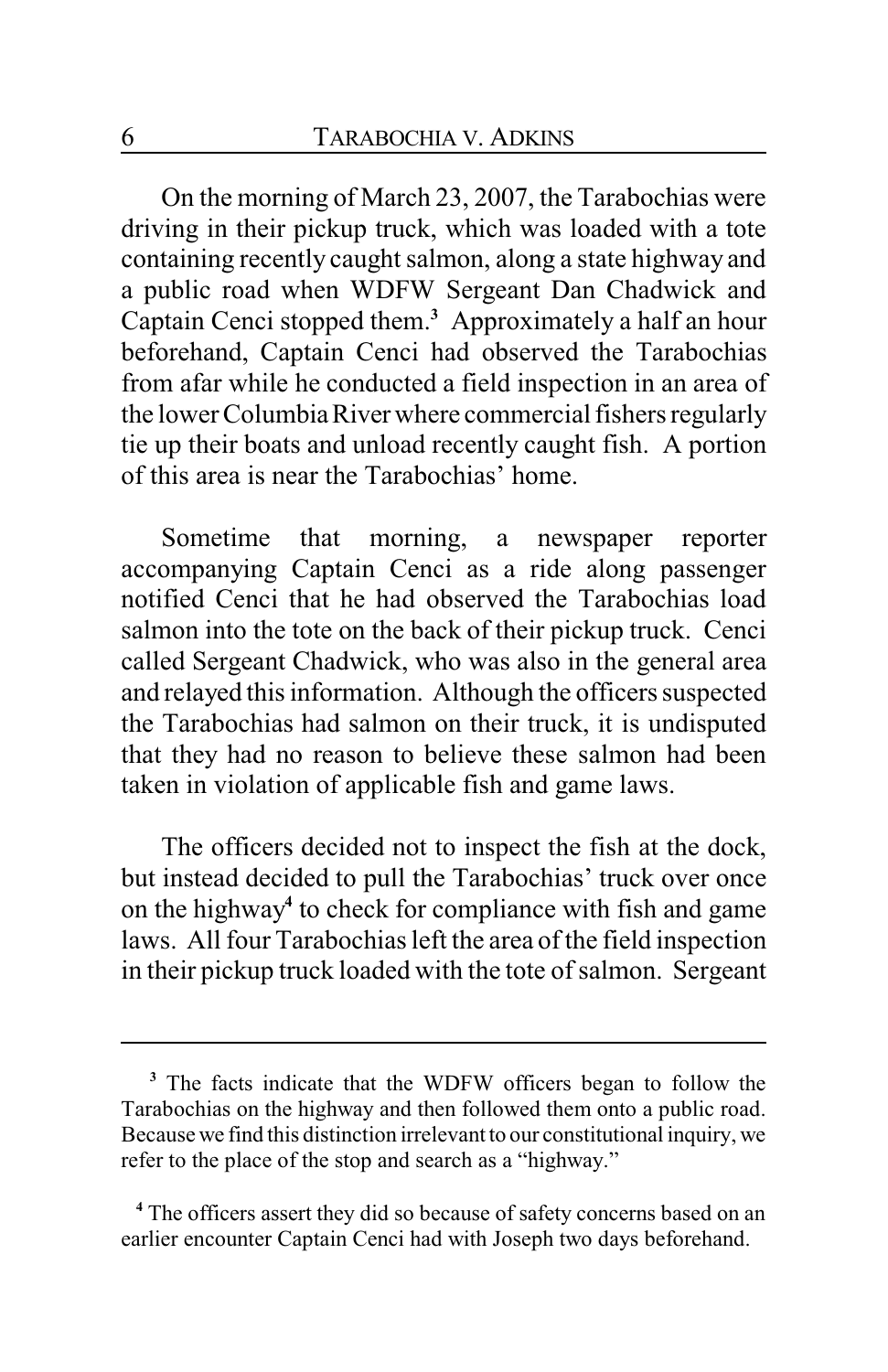On the morning of March 23, 2007, the Tarabochias were driving in their pickup truck, which was loaded with a tote containing recently caught salmon, along a state highway and a public road when WDFW Sergeant Dan Chadwick and Captain Cenci stopped them.[3] Approximately a half an hour beforehand, Captain Cenci had observed the Tarabochias from afar while he conducted a field inspection in an area of the lower Columbia River where commercial fishers regularly tie up their boats and unload recently caught fish. A portion of this area is near the Tarabochias' home.

Sometime that morning, a newspaper reporter accompanying Captain Cenci as a ride along passenger notified Cenci that he had observed the Tarabochias load salmon into the tote on the back of their pickup truck. Cenci called Sergeant Chadwick, who was also in the general area and relayed this information. Although the officers suspected the Tarabochias had salmon on their truck, it is undisputed that they had no reason to believe these salmon had been taken in violation of applicable fish and game laws.

The officers decided not to inspect the fish at the dock, but instead decided to pull the Tarabochias' truck over once on the highway[4] to check for compliance with fish and game laws. All four Tarabochias left the area of the field inspection in their pickup truck loaded with the tote of salmon. Sergeant

---

[3] The facts indicate that the WDFW officers began to follow the Tarabochias on the highway and then followed them onto a public road. Because we find this distinction irrelevant to our constitutional inquiry, we refer to the place of the stop and search as a "highway."

[4] The officers assert they did so because of safety concerns based on an earlier encounter Captain Cenci had with Joseph two days beforehand.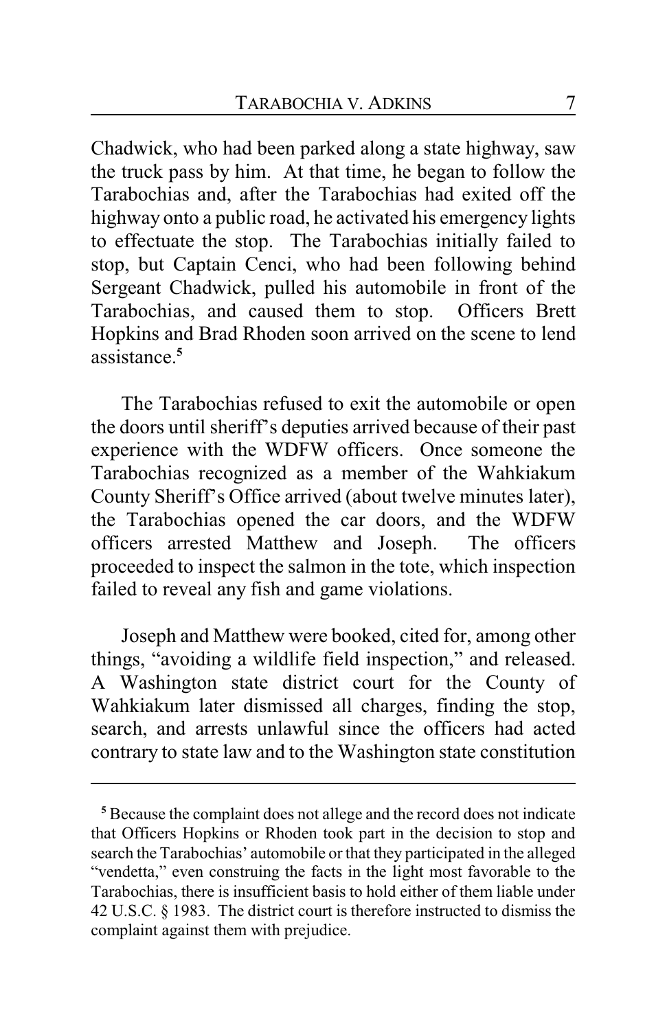Chadwick, who had been parked along a state highway, saw the truck pass by him. At that time, he began to follow the Tarabochias and, after the Tarabochias had exited off the highway onto a public road, he activated his emergency lights to effectuate the stop. The Tarabochias initially failed to stop, but Captain Cenci, who had been following behind Sergeant Chadwick, pulled his automobile in front of the Tarabochias, and caused them to stop. Officers Brett Hopkins and Brad Rhoden soon arrived on the scene to lend assistance.[5]

The Tarabochias refused to exit the automobile or open the doors until sheriff's deputies arrived because of their past experience with the WDFW officers. Once someone the Tarabochias recognized as a member of the Wahkiakum County Sheriff's Office arrived (about twelve minutes later), the Tarabochias opened the car doors, and the WDFW officers arrested Matthew and Joseph. The officers proceeded to inspect the salmon in the tote, which inspection failed to reveal any fish and game violations.

Joseph and Matthew were booked, cited for, among other things, "avoiding a wildlife field inspection," and released. A Washington state district court for the County of Wahkiakum later dismissed all charges, finding the stop, search, and arrests unlawful since the officers had acted contrary to state law and to the Washington state constitution

[5] Because the complaint does not allege and the record does not indicate that Officers Hopkins or Rhoden took part in the decision to stop and search the Tarabochias' automobile or that they participated in the alleged "vendetta," even construing the facts in the light most favorable to the Tarabochias, there is insufficient basis to hold either of them liable under 42 U.S.C. § 1983. The district court is therefore instructed to dismiss the complaint against them with prejudice.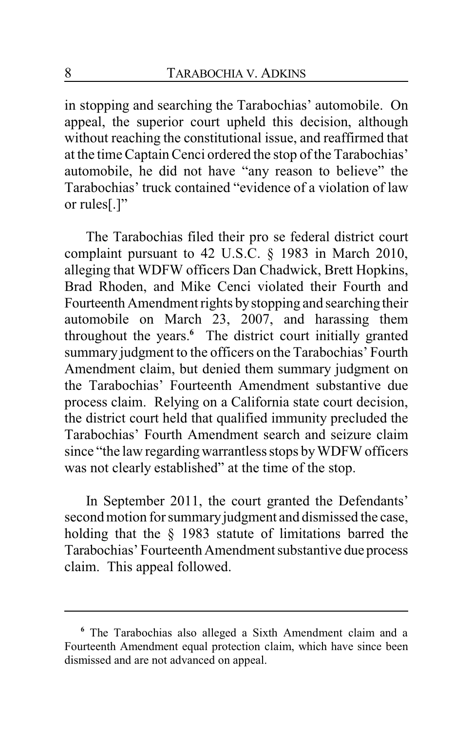in stopping and searching the Tarabochias' automobile. On appeal, the superior court upheld this decision, although without reaching the constitutional issue, and reaffirmed that at the time Captain Cenci ordered the stop of the Tarabochias' automobile, he did not have "any reason to believe" the Tarabochias' truck contained "evidence of a violation of law or rules[.]"

The Tarabochias filed their pro se federal district court complaint pursuant to 42 U.S.C. § 1983 in March 2010, alleging that WDFW officers Dan Chadwick, Brett Hopkins, Brad Rhoden, and Mike Cenci violated their Fourth and Fourteenth Amendment rights by stopping and searching their automobile on March 23, 2007, and harassing them throughout the years.[6] The district court initially granted summary judgment to the officers on the Tarabochias' Fourth Amendment claim, but denied them summary judgment on the Tarabochias' Fourteenth Amendment substantive due process claim. Relying on a California state court decision, the district court held that qualified immunity precluded the Tarabochias' Fourth Amendment search and seizure claim since "the law regarding warrantless stops by WDFW officers was not clearly established" at the time of the stop.

In September 2011, the court granted the Defendants' second motion for summary judgment and dismissed the case, holding that the § 1983 statute of limitations barred the Tarabochias' Fourteenth Amendment substantive due process claim. This appeal followed.

---

[6] The Tarabochias also alleged a Sixth Amendment claim and a Fourteenth Amendment equal protection claim, which have since been dismissed and are not advanced on appeal.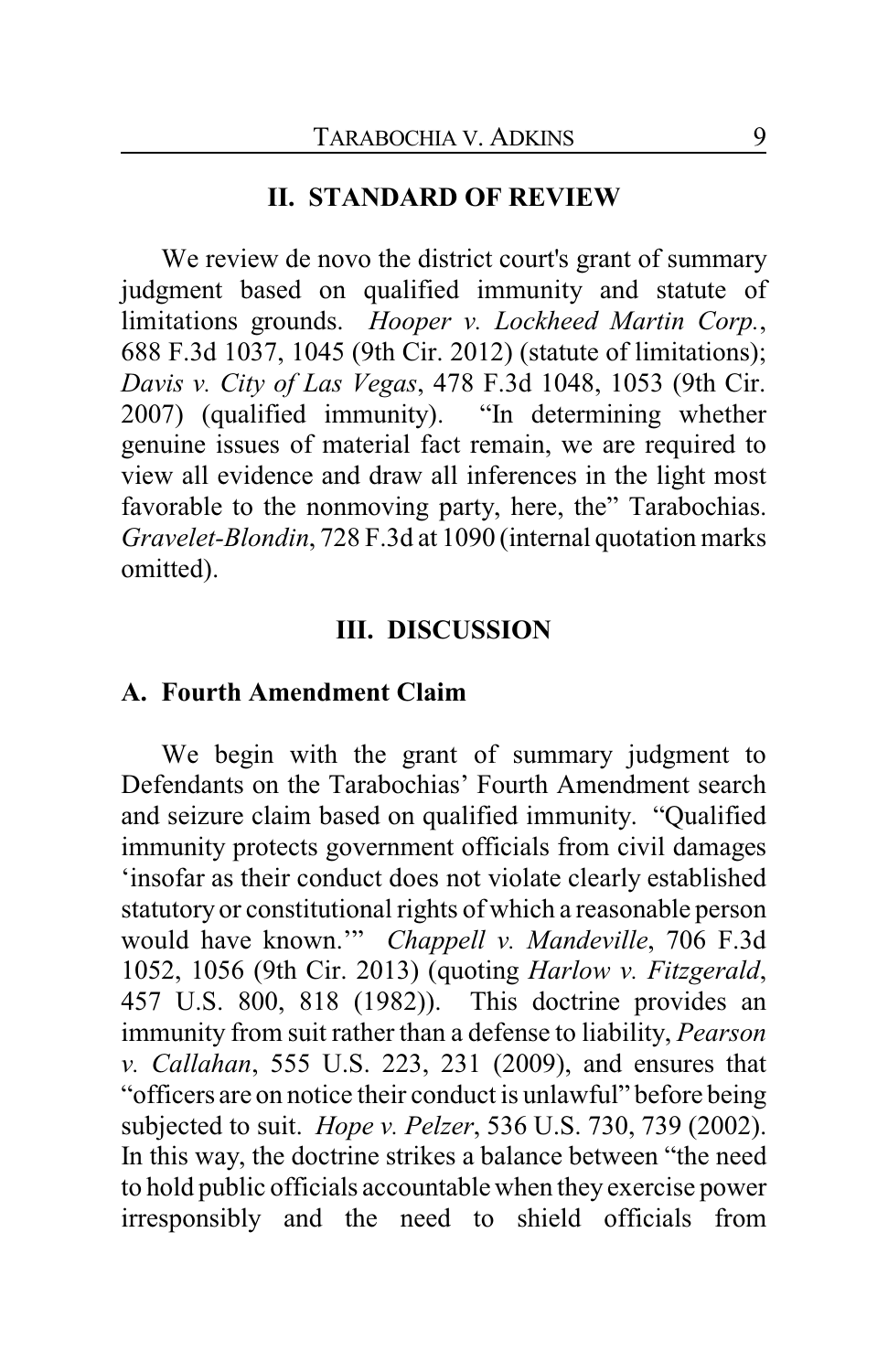## II. STANDARD OF REVIEW

We review de novo the district court's grant of summary judgment based on qualified immunity and statute of limitations grounds. *Hooper v. Lockheed Martin Corp.*, 688 F.3d 1037, 1045 (9th Cir. 2012) (statute of limitations); *Davis v. City of Las Vegas*, 478 F.3d 1048, 1053 (9th Cir. 2007) (qualified immunity). "In determining whether genuine issues of material fact remain, we are required to view all evidence and draw all inferences in the light most favorable to the nonmoving party, here, the" Tarabochias. *Gravelet-Blondin*, 728 F.3d at 1090 (internal quotation marks omitted).

## III. DISCUSSION

### A. Fourth Amendment Claim

We begin with the grant of summary judgment to Defendants on the Tarabochias' Fourth Amendment search and seizure claim based on qualified immunity. "Qualified immunity protects government officials from civil damages 'insofar as their conduct does not violate clearly established statutory or constitutional rights of which a reasonable person would have known.'" *Chappell v. Mandeville*, 706 F.3d 1052, 1056 (9th Cir. 2013) (quoting *Harlow v. Fitzgerald*, 457 U.S. 800, 818 (1982)). This doctrine provides an immunity from suit rather than a defense to liability, *Pearson v. Callahan*, 555 U.S. 223, 231 (2009), and ensures that "officers are on notice their conduct is unlawful" before being subjected to suit. *Hope v. Pelzer*, 536 U.S. 730, 739 (2002). In this way, the doctrine strikes a balance between "the need to hold public officials accountable when they exercise power irresponsibly and the need to shield officials from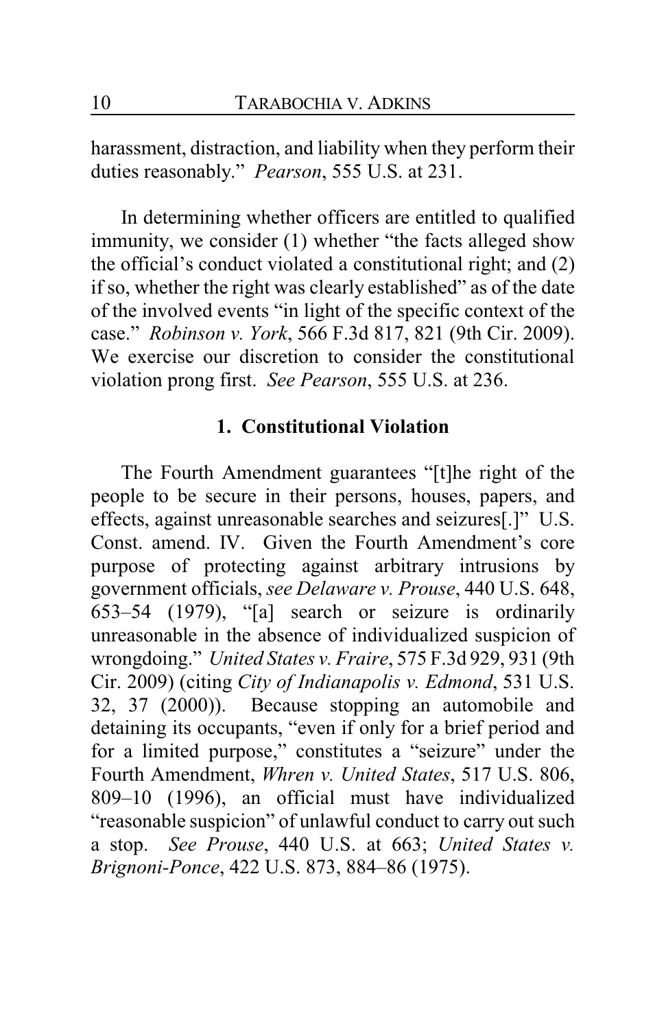harassment, distraction, and liability when they perform their duties reasonably." *Pearson*, 555 U.S. at 231.

In determining whether officers are entitled to qualified immunity, we consider (1) whether "the facts alleged show the official's conduct violated a constitutional right; and (2) if so, whether the right was clearly established" as of the date of the involved events "in light of the specific context of the case." *Robinson v. York*, 566 F.3d 817, 821 (9th Cir. 2009). We exercise our discretion to consider the constitutional violation prong first. *See Pearson*, 555 U.S. at 236.

### 1. Constitutional Violation

The Fourth Amendment guarantees "[t]he right of the people to be secure in their persons, houses, papers, and effects, against unreasonable searches and seizures[.]" U.S. Const. amend. IV. Given the Fourth Amendment's core purpose of protecting against arbitrary intrusions by government officials, *see Delaware v. Prouse*, 440 U.S. 648, 653–54 (1979), "[a] search or seizure is ordinarily unreasonable in the absence of individualized suspicion of wrongdoing." *United States v. Fraire*, 575 F.3d 929, 931 (9th Cir. 2009) (citing *City of Indianapolis v. Edmond*, 531 U.S. 32, 37 (2000)). Because stopping an automobile and detaining its occupants, "even if only for a brief period and for a limited purpose," constitutes a "seizure" under the Fourth Amendment, *Whren v. United States*, 517 U.S. 806, 809–10 (1996), an official must have individualized "reasonable suspicion" of unlawful conduct to carry out such a stop. *See Prouse*, 440 U.S. at 663; *United States v. Brignoni-Ponce*, 422 U.S. 873, 884–86 (1975).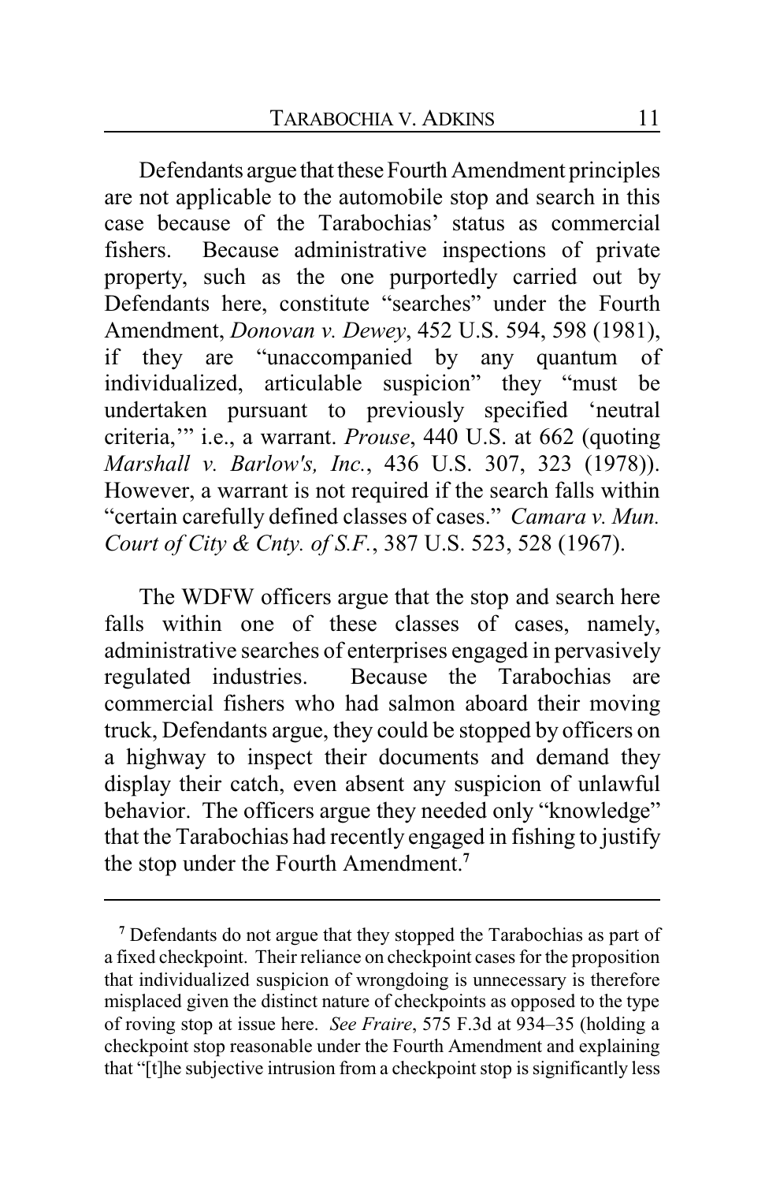Defendants argue that these Fourth Amendment principles are not applicable to the automobile stop and search in this case because of the Tarabochias' status as commercial fishers. Because administrative inspections of private property, such as the one purportedly carried out by Defendants here, constitute "searches" under the Fourth Amendment, *Donovan v. Dewey*, 452 U.S. 594, 598 (1981), if they are "unaccompanied by any quantum of individualized, articulable suspicion" they "must be undertaken pursuant to previously specified 'neutral criteria,'" i.e., a warrant. *Prouse*, 440 U.S. at 662 (quoting *Marshall v. Barlow's, Inc.*, 436 U.S. 307, 323 (1978)). However, a warrant is not required if the search falls within "certain carefully defined classes of cases." *Camara v. Mun. Court of City & Cnty. of S.F.*, 387 U.S. 523, 528 (1967).

The WDFW officers argue that the stop and search here falls within one of these classes of cases, namely, administrative searches of enterprises engaged in pervasively regulated industries. Because the Tarabochias are commercial fishers who had salmon aboard their moving truck, Defendants argue, they could be stopped by officers on a highway to inspect their documents and demand they display their catch, even absent any suspicion of unlawful behavior. The officers argue they needed only "knowledge" that the Tarabochias had recently engaged in fishing to justify the stop under the Fourth Amendment.[7]

---

[7] Defendants do not argue that they stopped the Tarabochias as part of a fixed checkpoint. Their reliance on checkpoint cases for the proposition that individualized suspicion of wrongdoing is unnecessary is therefore misplaced given the distinct nature of checkpoints as opposed to the type of roving stop at issue here. *See Fraire*, 575 F.3d at 934–35 (holding a checkpoint stop reasonable under the Fourth Amendment and explaining that "[t]he subjective intrusion from a checkpoint stop is significantly less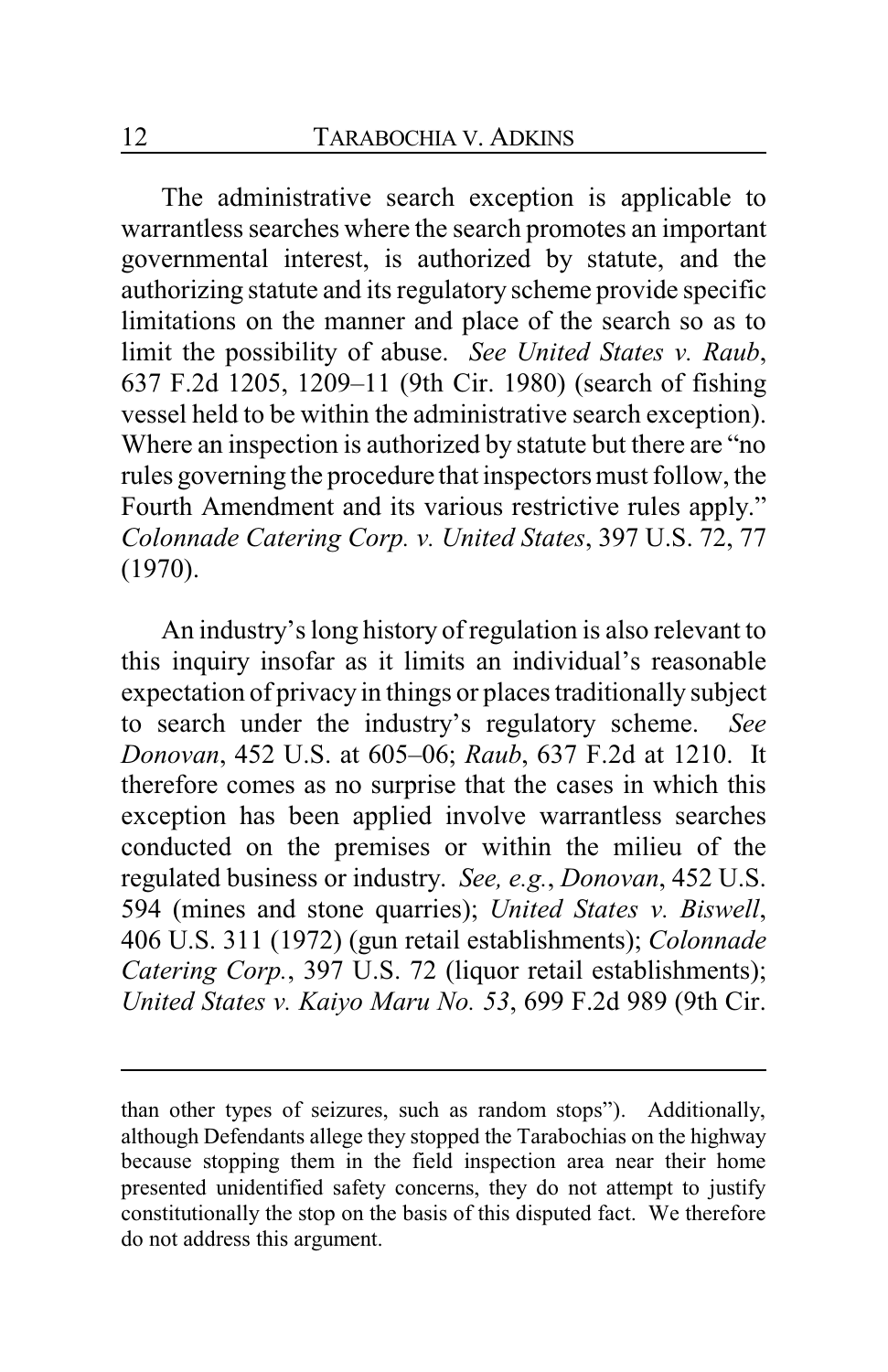The administrative search exception is applicable to warrantless searches where the search promotes an important governmental interest, is authorized by statute, and the authorizing statute and its regulatory scheme provide specific limitations on the manner and place of the search so as to limit the possibility of abuse. *See United States v. Raub*, 637 F.2d 1205, 1209–11 (9th Cir. 1980) (search of fishing vessel held to be within the administrative search exception). Where an inspection is authorized by statute but there are "no rules governing the procedure that inspectors must follow, the Fourth Amendment and its various restrictive rules apply." *Colonnade Catering Corp. v. United States*, 397 U.S. 72, 77 (1970).

An industry's long history of regulation is also relevant to this inquiry insofar as it limits an individual's reasonable expectation of privacy in things or places traditionally subject to search under the industry's regulatory scheme. *See Donovan*, 452 U.S. at 605–06; *Raub*, 637 F.2d at 1210. It therefore comes as no surprise that the cases in which this exception has been applied involve warrantless searches conducted on the premises or within the milieu of the regulated business or industry. *See, e.g.*, *Donovan*, 452 U.S. 594 (mines and stone quarries); *United States v. Biswell*, 406 U.S. 311 (1972) (gun retail establishments); *Colonnade Catering Corp.*, 397 U.S. 72 (liquor retail establishments); *United States v. Kaiyo Maru No. 53*, 699 F.2d 989 (9th Cir.

---

than other types of seizures, such as random stops"). Additionally, although Defendants allege they stopped the Tarabochias on the highway because stopping them in the field inspection area near their home presented unidentified safety concerns, they do not attempt to justify constitutionally the stop on the basis of this disputed fact. We therefore do not address this argument.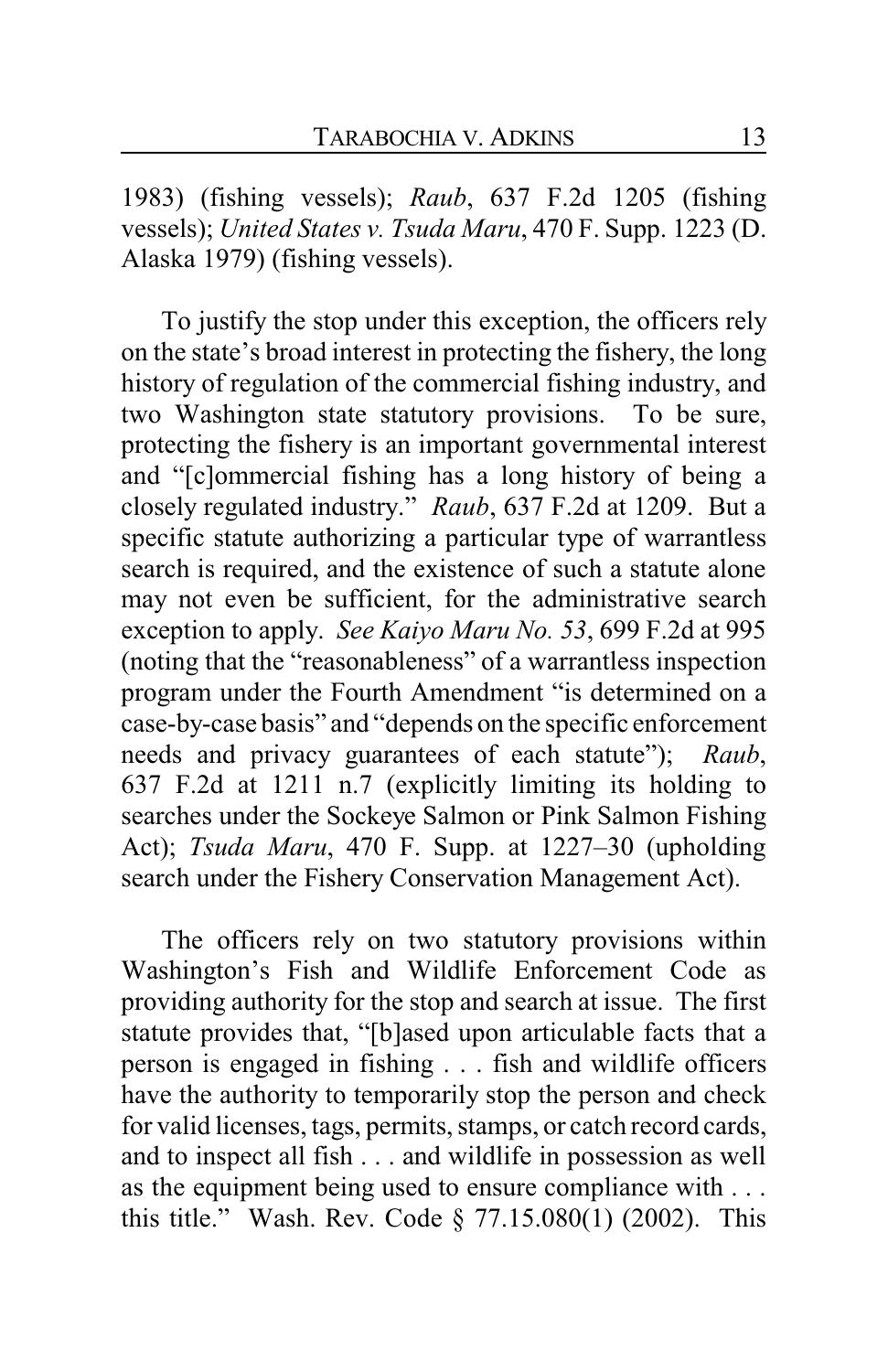1983) (fishing vessels); *Raub*, 637 F.2d 1205 (fishing vessels); *United States v. Tsuda Maru*, 470 F. Supp. 1223 (D. Alaska 1979) (fishing vessels).

To justify the stop under this exception, the officers rely on the state's broad interest in protecting the fishery, the long history of regulation of the commercial fishing industry, and two Washington state statutory provisions. To be sure, protecting the fishery is an important governmental interest and "[c]ommercial fishing has a long history of being a closely regulated industry." *Raub*, 637 F.2d at 1209. But a specific statute authorizing a particular type of warrantless search is required, and the existence of such a statute alone may not even be sufficient, for the administrative search exception to apply. *See Kaiyo Maru No. 53*, 699 F.2d at 995 (noting that the "reasonableness" of a warrantless inspection program under the Fourth Amendment "is determined on a case-by-case basis" and "depends on the specific enforcement needs and privacy guarantees of each statute"); *Raub*, 637 F.2d at 1211 n.7 (explicitly limiting its holding to searches under the Sockeye Salmon or Pink Salmon Fishing Act); *Tsuda Maru*, 470 F. Supp. at 1227–30 (upholding search under the Fishery Conservation Management Act).

The officers rely on two statutory provisions within Washington's Fish and Wildlife Enforcement Code as providing authority for the stop and search at issue. The first statute provides that, "[b]ased upon articulable facts that a person is engaged in fishing . . . fish and wildlife officers have the authority to temporarily stop the person and check for valid licenses, tags, permits, stamps, or catch record cards, and to inspect all fish . . . and wildlife in possession as well as the equipment being used to ensure compliance with . . . this title." Wash. Rev. Code § 77.15.080(1) (2002). This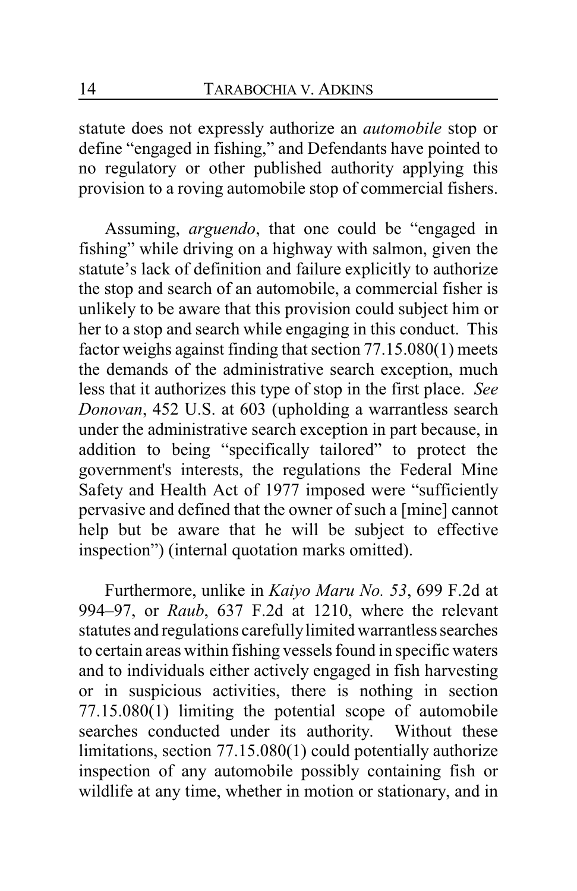statute does not expressly authorize an *automobile* stop or define "engaged in fishing," and Defendants have pointed to no regulatory or other published authority applying this provision to a roving automobile stop of commercial fishers.

Assuming, *arguendo*, that one could be "engaged in fishing" while driving on a highway with salmon, given the statute's lack of definition and failure explicitly to authorize the stop and search of an automobile, a commercial fisher is unlikely to be aware that this provision could subject him or her to a stop and search while engaging in this conduct. This factor weighs against finding that section 77.15.080(1) meets the demands of the administrative search exception, much less that it authorizes this type of stop in the first place. *See Donovan*, 452 U.S. at 603 (upholding a warrantless search under the administrative search exception in part because, in addition to being "specifically tailored" to protect the government's interests, the regulations the Federal Mine Safety and Health Act of 1977 imposed were "sufficiently pervasive and defined that the owner of such a [mine] cannot help but be aware that he will be subject to effective inspection") (internal quotation marks omitted).

Furthermore, unlike in *Kaiyo Maru No. 53*, 699 F.2d at 994–97, or *Raub*, 637 F.2d at 1210, where the relevant statutes and regulations carefully limited warrantless searches to certain areas within fishing vessels found in specific waters and to individuals either actively engaged in fish harvesting or in suspicious activities, there is nothing in section 77.15.080(1) limiting the potential scope of automobile searches conducted under its authority. Without these limitations, section 77.15.080(1) could potentially authorize inspection of any automobile possibly containing fish or wildlife at any time, whether in motion or stationary, and in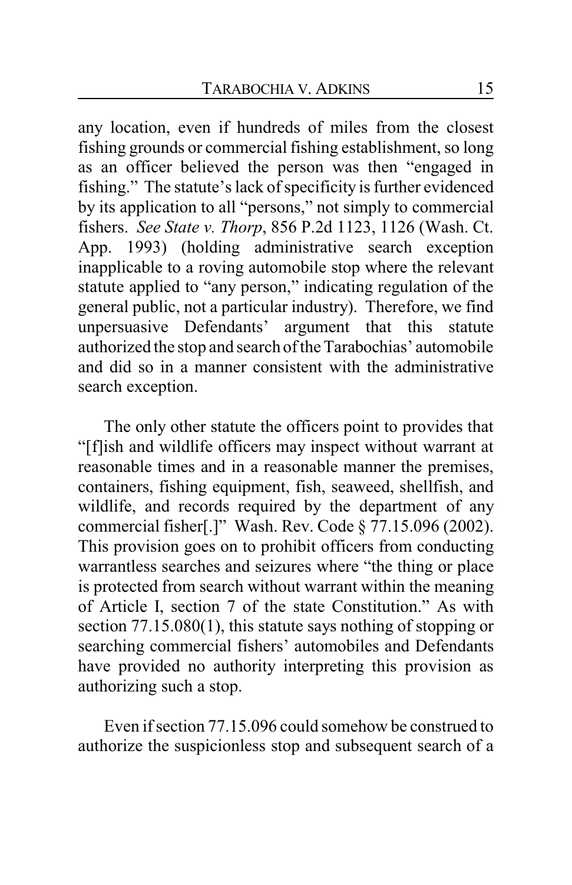any location, even if hundreds of miles from the closest fishing grounds or commercial fishing establishment, so long as an officer believed the person was then "engaged in fishing." The statute's lack of specificity is further evidenced by its application to all "persons," not simply to commercial fishers. *See State v. Thorp*, 856 P.2d 1123, 1126 (Wash. Ct. App. 1993) (holding administrative search exception inapplicable to a roving automobile stop where the relevant statute applied to "any person," indicating regulation of the general public, not a particular industry). Therefore, we find unpersuasive Defendants' argument that this statute authorized the stop and search of the Tarabochias' automobile and did so in a manner consistent with the administrative search exception.

The only other statute the officers point to provides that "[f]ish and wildlife officers may inspect without warrant at reasonable times and in a reasonable manner the premises, containers, fishing equipment, fish, seaweed, shellfish, and wildlife, and records required by the department of any commercial fisher[.]" Wash. Rev. Code § 77.15.096 (2002). This provision goes on to prohibit officers from conducting warrantless searches and seizures where "the thing or place is protected from search without warrant within the meaning of Article I, section 7 of the state Constitution." As with section 77.15.080(1), this statute says nothing of stopping or searching commercial fishers' automobiles and Defendants have provided no authority interpreting this provision as authorizing such a stop.

Even if section 77.15.096 could somehow be construed to authorize the suspicionless stop and subsequent search of a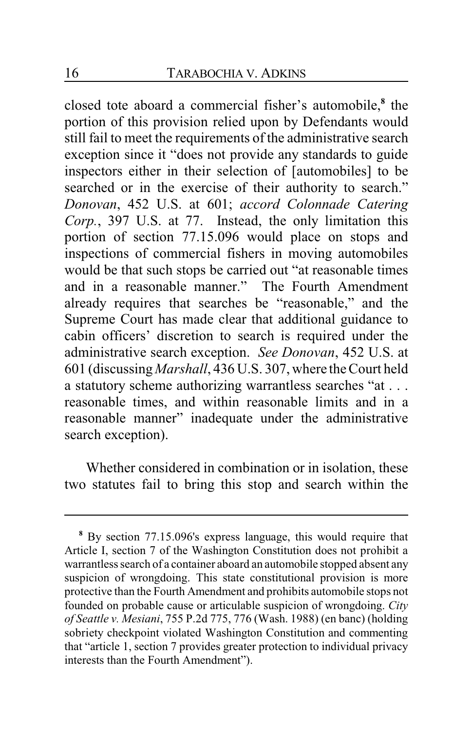closed tote aboard a commercial fisher's automobile,[8] the portion of this provision relied upon by Defendants would still fail to meet the requirements of the administrative search exception since it "does not provide any standards to guide inspectors either in their selection of [automobiles] to be searched or in the exercise of their authority to search." *Donovan*, 452 U.S. at 601; *accord Colonnade Catering Corp.*, 397 U.S. at 77. Instead, the only limitation this portion of section 77.15.096 would place on stops and inspections of commercial fishers in moving automobiles would be that such stops be carried out "at reasonable times and in a reasonable manner." The Fourth Amendment already requires that searches be "reasonable," and the Supreme Court has made clear that additional guidance to cabin officers' discretion to search is required under the administrative search exception. *See Donovan*, 452 U.S. at 601 (discussing *Marshall*, 436 U.S. 307, where the Court held a statutory scheme authorizing warrantless searches "at . . . reasonable times, and within reasonable limits and in a reasonable manner" inadequate under the administrative search exception).

Whether considered in combination or in isolation, these two statutes fail to bring this stop and search within the

---

[8] By section 77.15.096's express language, this would require that Article I, section 7 of the Washington Constitution does not prohibit a warrantless search of a container aboard an automobile stopped absent any suspicion of wrongdoing. This state constitutional provision is more protective than the Fourth Amendment and prohibits automobile stops not founded on probable cause or articulable suspicion of wrongdoing. *City of Seattle v. Mesiani*, 755 P.2d 775, 776 (Wash. 1988) (en banc) (holding sobriety checkpoint violated Washington Constitution and commenting that "article 1, section 7 provides greater protection to individual privacy interests than the Fourth Amendment").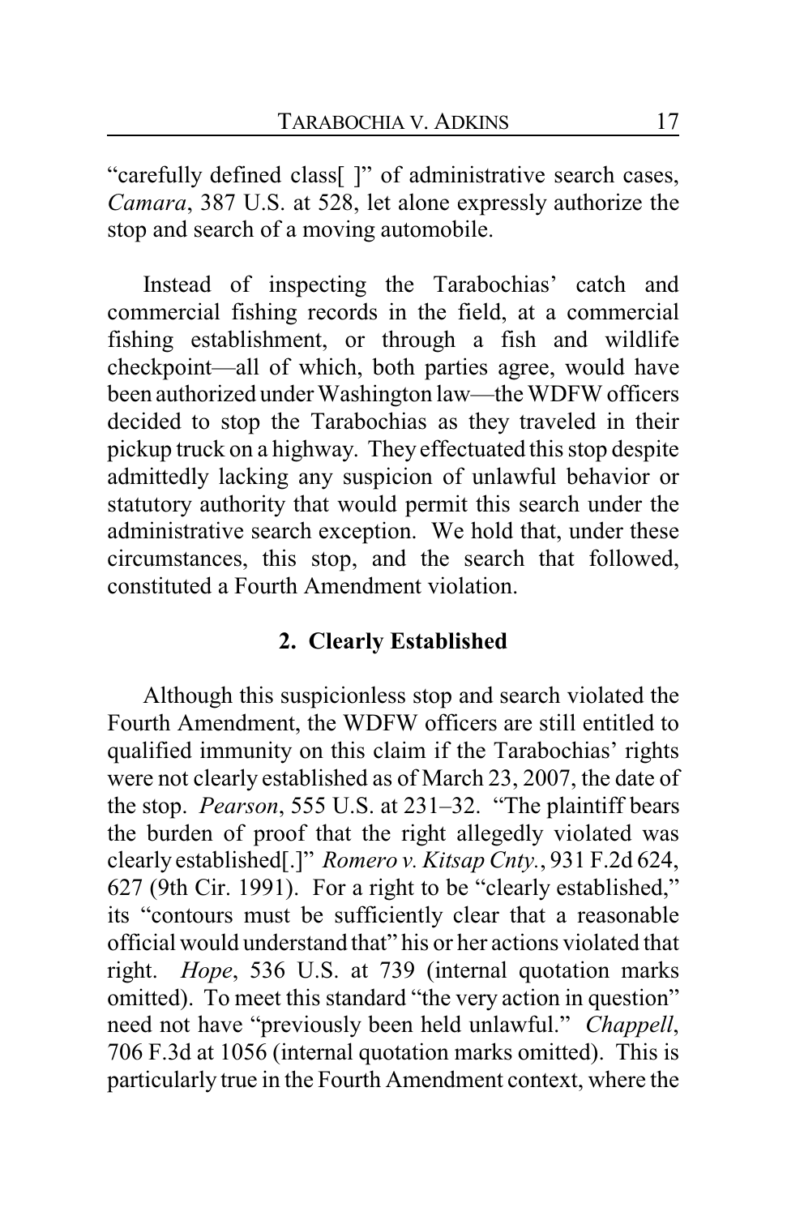"carefully defined class[ ]" of administrative search cases, *Camara*, 387 U.S. at 528, let alone expressly authorize the stop and search of a moving automobile.

Instead of inspecting the Tarabochias' catch and commercial fishing records in the field, at a commercial fishing establishment, or through a fish and wildlife checkpoint—all of which, both parties agree, would have been authorized under Washington law—the WDFW officers decided to stop the Tarabochias as they traveled in their pickup truck on a highway. They effectuated this stop despite admittedly lacking any suspicion of unlawful behavior or statutory authority that would permit this search under the administrative search exception. We hold that, under these circumstances, this stop, and the search that followed, constituted a Fourth Amendment violation.

### 2. Clearly Established

Although this suspicionless stop and search violated the Fourth Amendment, the WDFW officers are still entitled to qualified immunity on this claim if the Tarabochias' rights were not clearly established as of March 23, 2007, the date of the stop. *Pearson*, 555 U.S. at 231–32. "The plaintiff bears the burden of proof that the right allegedly violated was clearly established[.]" *Romero v. Kitsap Cnty.*, 931 F.2d 624, 627 (9th Cir. 1991). For a right to be "clearly established," its "contours must be sufficiently clear that a reasonable official would understand that" his or her actions violated that right. *Hope*, 536 U.S. at 739 (internal quotation marks omitted). To meet this standard "the very action in question" need not have "previously been held unlawful." *Chappell*, 706 F.3d at 1056 (internal quotation marks omitted). This is particularly true in the Fourth Amendment context, where the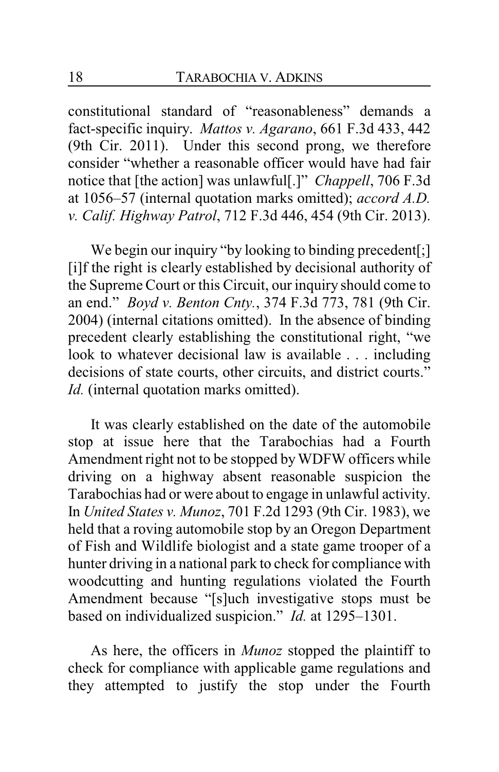constitutional standard of "reasonableness" demands a fact-specific inquiry. *Mattos v. Agarano*, 661 F.3d 433, 442 (9th Cir. 2011). Under this second prong, we therefore consider "whether a reasonable officer would have had fair notice that [the action] was unlawful[.]" *Chappell*, 706 F.3d at 1056–57 (internal quotation marks omitted); *accord A.D. v. Calif. Highway Patrol*, 712 F.3d 446, 454 (9th Cir. 2013).

We begin our inquiry "by looking to binding precedent[;] [i]f the right is clearly established by decisional authority of the Supreme Court or this Circuit, our inquiry should come to an end." *Boyd v. Benton Cnty.*, 374 F.3d 773, 781 (9th Cir. 2004) (internal citations omitted). In the absence of binding precedent clearly establishing the constitutional right, "we look to whatever decisional law is available . . . including decisions of state courts, other circuits, and district courts." *Id.* (internal quotation marks omitted).

It was clearly established on the date of the automobile stop at issue here that the Tarabochias had a Fourth Amendment right not to be stopped by WDFW officers while driving on a highway absent reasonable suspicion the Tarabochias had or were about to engage in unlawful activity. In *United States v. Munoz*, 701 F.2d 1293 (9th Cir. 1983), we held that a roving automobile stop by an Oregon Department of Fish and Wildlife biologist and a state game trooper of a hunter driving in a national park to check for compliance with woodcutting and hunting regulations violated the Fourth Amendment because "[s]uch investigative stops must be based on individualized suspicion." *Id.* at 1295–1301.

As here, the officers in *Munoz* stopped the plaintiff to check for compliance with applicable game regulations and they attempted to justify the stop under the Fourth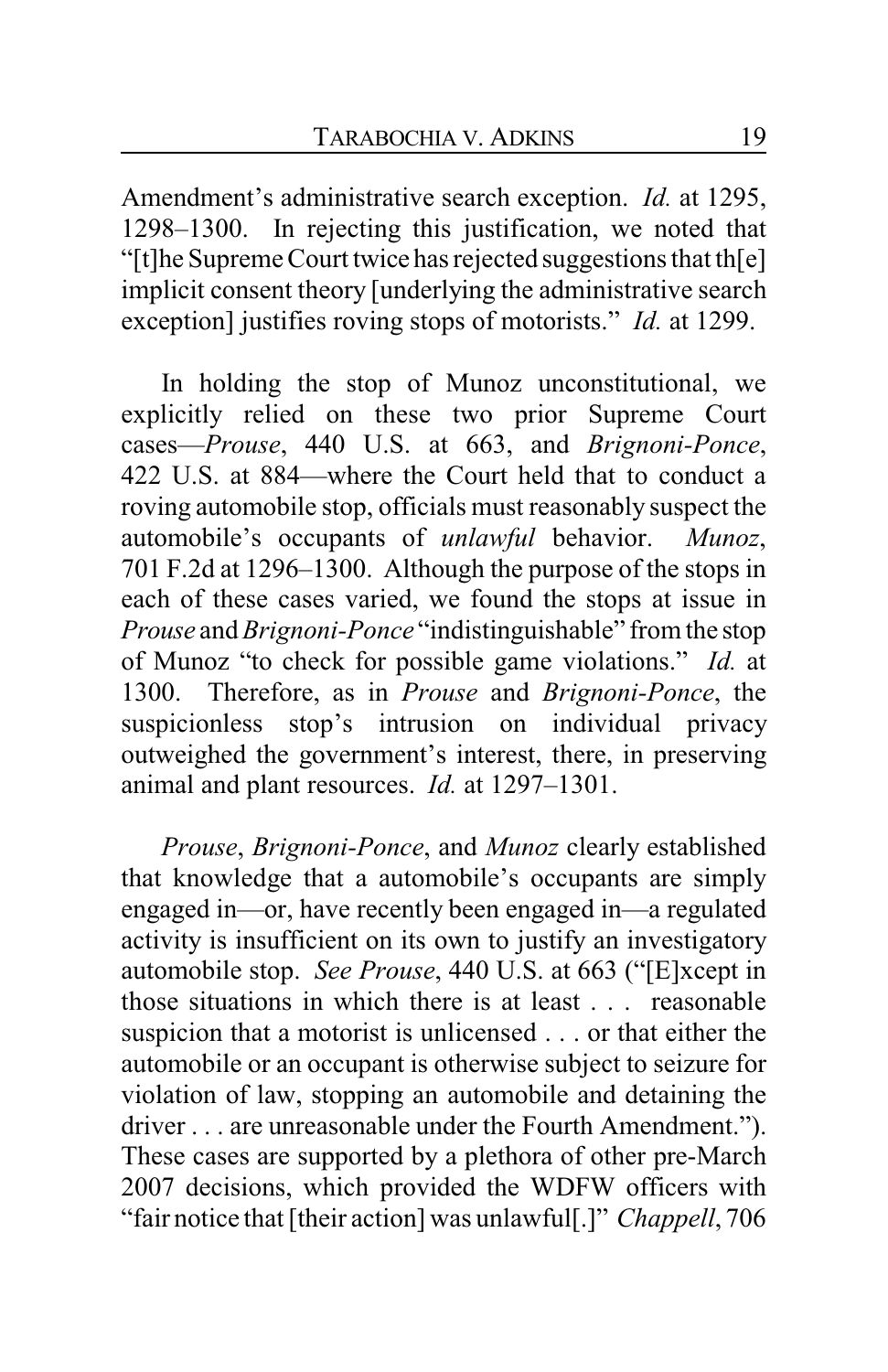Amendment's administrative search exception. *Id.* at 1295, 1298–1300. In rejecting this justification, we noted that "[t]he Supreme Court twice has rejected suggestions that th[e] implicit consent theory [underlying the administrative search exception] justifies roving stops of motorists." *Id.* at 1299.

In holding the stop of Munoz unconstitutional, we explicitly relied on these two prior Supreme Court cases—*Prouse*, 440 U.S. at 663, and *Brignoni-Ponce*, 422 U.S. at 884—where the Court held that to conduct a roving automobile stop, officials must reasonably suspect the automobile's occupants of *unlawful* behavior. *Munoz*, 701 F.2d at 1296–1300. Although the purpose of the stops in each of these cases varied, we found the stops at issue in *Prouse* and *Brignoni-Ponce* "indistinguishable" from the stop of Munoz "to check for possible game violations." *Id.* at 1300. Therefore, as in *Prouse* and *Brignoni-Ponce*, the suspicionless stop's intrusion on individual privacy outweighed the government's interest, there, in preserving animal and plant resources. *Id.* at 1297–1301.

*Prouse*, *Brignoni-Ponce*, and *Munoz* clearly established that knowledge that a automobile's occupants are simply engaged in—or, have recently been engaged in—a regulated activity is insufficient on its own to justify an investigatory automobile stop. *See Prouse*, 440 U.S. at 663 ("[E]xcept in those situations in which there is at least . . . reasonable suspicion that a motorist is unlicensed . . . or that either the automobile or an occupant is otherwise subject to seizure for violation of law, stopping an automobile and detaining the driver . . . are unreasonable under the Fourth Amendment."). These cases are supported by a plethora of other pre-March 2007 decisions, which provided the WDFW officers with "fair notice that [their action] was unlawful[.]" *Chappell*, 706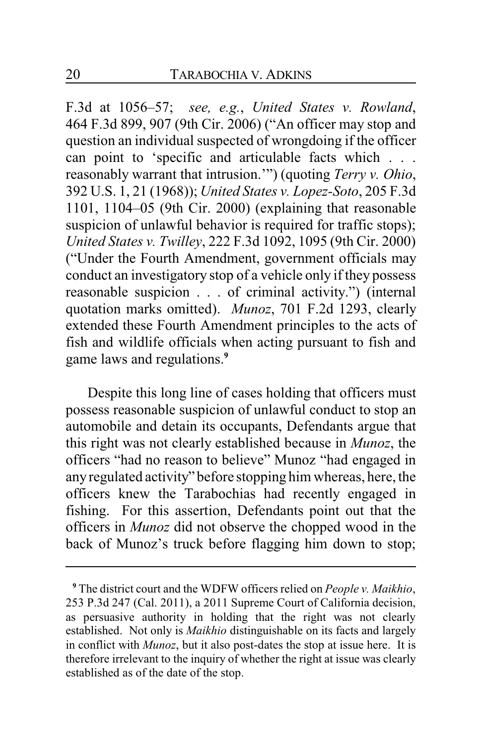F.3d at 1056–57; *see, e.g.*, *United States v. Rowland*, 464 F.3d 899, 907 (9th Cir. 2006) ("An officer may stop and question an individual suspected of wrongdoing if the officer can point to 'specific and articulable facts which . . . reasonably warrant that intrusion.'") (quoting *Terry v. Ohio*, 392 U.S. 1, 21 (1968)); *United States v. Lopez-Soto*, 205 F.3d 1101, 1104–05 (9th Cir. 2000) (explaining that reasonable suspicion of unlawful behavior is required for traffic stops); *United States v. Twilley*, 222 F.3d 1092, 1095 (9th Cir. 2000) ("Under the Fourth Amendment, government officials may conduct an investigatory stop of a vehicle only if they possess reasonable suspicion . . . of criminal activity.") (internal quotation marks omitted). *Munoz*, 701 F.2d 1293, clearly extended these Fourth Amendment principles to the acts of fish and wildlife officials when acting pursuant to fish and game laws and regulations.[9]

Despite this long line of cases holding that officers must possess reasonable suspicion of unlawful conduct to stop an automobile and detain its occupants, Defendants argue that this right was not clearly established because in *Munoz*, the officers "had no reason to believe" Munoz "had engaged in any regulated activity" before stopping him whereas, here, the officers knew the Tarabochias had recently engaged in fishing. For this assertion, Defendants point out that the officers in *Munoz* did not observe the chopped wood in the back of Munoz's truck before flagging him down to stop;

---

[9] The district court and the WDFW officers relied on *People v. Maikhio*, 253 P.3d 247 (Cal. 2011), a 2011 Supreme Court of California decision, as persuasive authority in holding that the right was not clearly established. Not only is *Maikhio* distinguishable on its facts and largely in conflict with *Munoz*, but it also post-dates the stop at issue here. It is therefore irrelevant to the inquiry of whether the right at issue was clearly established as of the date of the stop.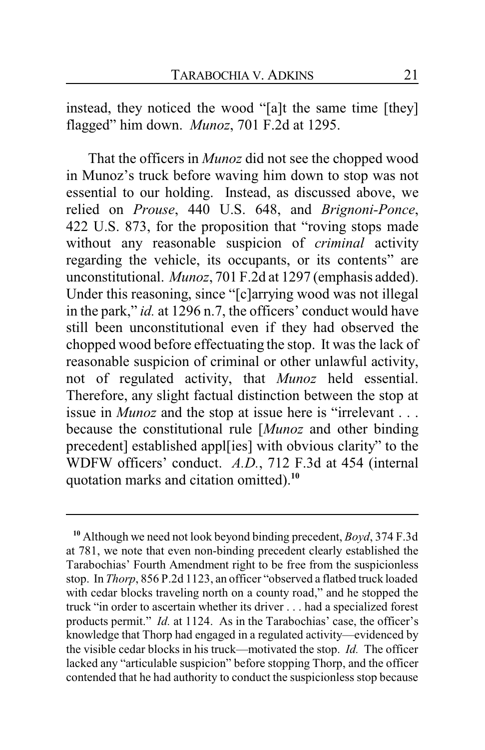instead, they noticed the wood "[a]t the same time [they] flagged" him down. *Munoz*, 701 F.2d at 1295.

That the officers in *Munoz* did not see the chopped wood in Munoz's truck before waving him down to stop was not essential to our holding. Instead, as discussed above, we relied on *Prouse*, 440 U.S. 648, and *Brignoni-Ponce*, 422 U.S. 873, for the proposition that "roving stops made without any reasonable suspicion of *criminal* activity regarding the vehicle, its occupants, or its contents" are unconstitutional. *Munoz*, 701 F.2d at 1297 (emphasis added). Under this reasoning, since "[c]arrying wood was not illegal in the park," *id.* at 1296 n.7, the officers' conduct would have still been unconstitutional even if they had observed the chopped wood before effectuating the stop. It was the lack of reasonable suspicion of criminal or other unlawful activity, not of regulated activity, that *Munoz* held essential. Therefore, any slight factual distinction between the stop at issue in *Munoz* and the stop at issue here is "irrelevant . . . because the constitutional rule [*Munoz* and other binding precedent] established appl[ies] with obvious clarity" to the WDFW officers' conduct. *A.D.*, 712 F.3d at 454 (internal quotation marks and citation omitted).[10]

---

[10] Although we need not look beyond binding precedent, *Boyd*, 374 F.3d at 781, we note that even non-binding precedent clearly established the Tarabochias' Fourth Amendment right to be free from the suspicionless stop. In *Thorp*, 856 P.2d 1123, an officer "observed a flatbed truck loaded with cedar blocks traveling north on a county road," and he stopped the truck "in order to ascertain whether its driver . . . had a specialized forest products permit." *Id.* at 1124. As in the Tarabochias' case, the officer's knowledge that Thorp had engaged in a regulated activity—evidenced by the visible cedar blocks in his truck—motivated the stop. *Id.* The officer lacked any "articulable suspicion" before stopping Thorp, and the officer contended that he had authority to conduct the suspicionless stop because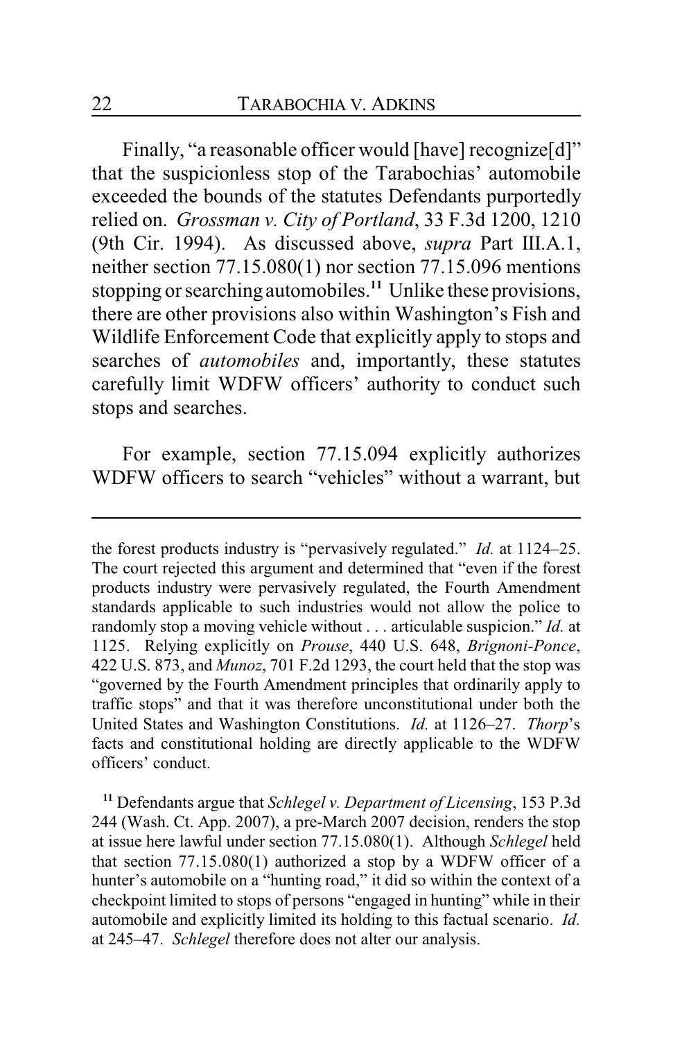Finally, "a reasonable officer would [have] recognize[d]" that the suspicionless stop of the Tarabochias' automobile exceeded the bounds of the statutes Defendants purportedly relied on. *Grossman v. City of Portland*, 33 F.3d 1200, 1210 (9th Cir. 1994). As discussed above, *supra* Part III.A.1, neither section 77.15.080(1) nor section 77.15.096 mentions stopping or searching automobiles.[11] Unlike these provisions, there are other provisions also within Washington's Fish and Wildlife Enforcement Code that explicitly apply to stops and searches of *automobiles* and, importantly, these statutes carefully limit WDFW officers' authority to conduct such stops and searches.

For example, section 77.15.094 explicitly authorizes WDFW officers to search "vehicles" without a warrant, but

---

the forest products industry is "pervasively regulated." *Id.* at 1124–25. The court rejected this argument and determined that "even if the forest products industry were pervasively regulated, the Fourth Amendment standards applicable to such industries would not allow the police to randomly stop a moving vehicle without . . . articulable suspicion." *Id.* at 1125. Relying explicitly on *Prouse*, 440 U.S. 648, *Brignoni-Ponce*, 422 U.S. 873, and *Munoz*, 701 F.2d 1293, the court held that the stop was "governed by the Fourth Amendment principles that ordinarily apply to traffic stops" and that it was therefore unconstitutional under both the United States and Washington Constitutions. *Id.* at 1126–27. *Thorp*'s facts and constitutional holding are directly applicable to the WDFW officers' conduct.

[11] Defendants argue that *Schlegel v. Department of Licensing*, 153 P.3d 244 (Wash. Ct. App. 2007), a pre-March 2007 decision, renders the stop at issue here lawful under section 77.15.080(1). Although *Schlegel* held that section 77.15.080(1) authorized a stop by a WDFW officer of a hunter's automobile on a "hunting road," it did so within the context of a checkpoint limited to stops of persons "engaged in hunting" while in their automobile and explicitly limited its holding to this factual scenario. *Id.* at 245–47. *Schlegel* therefore does not alter our analysis.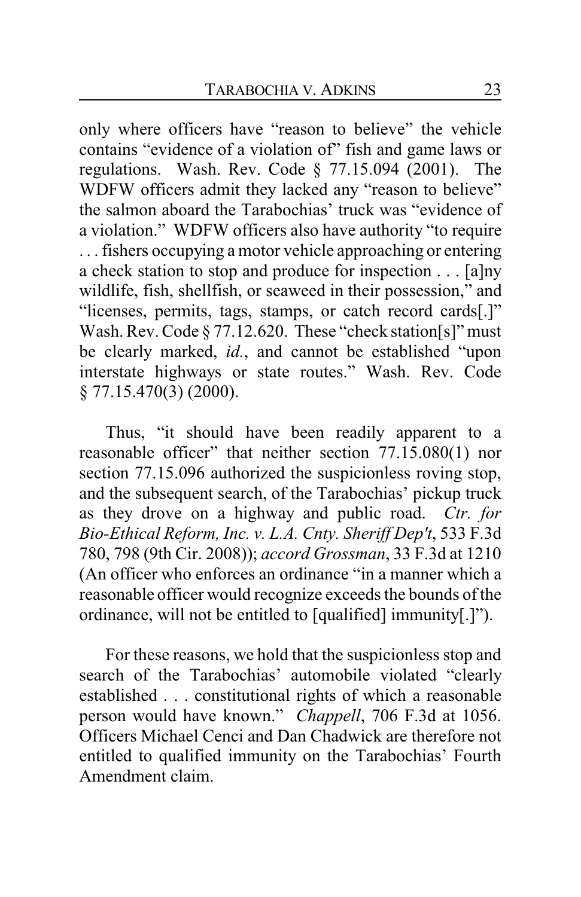only where officers have "reason to believe" the vehicle contains "evidence of a violation of" fish and game laws or regulations. Wash. Rev. Code § 77.15.094 (2001). The WDFW officers admit they lacked any "reason to believe" the salmon aboard the Tarabochias' truck was "evidence of a violation." WDFW officers also have authority "to require . . . fishers occupying a motor vehicle approaching or entering a check station to stop and produce for inspection . . . [a]ny wildlife, fish, shellfish, or seaweed in their possession," and "licenses, permits, tags, stamps, or catch record cards[.]" Wash. Rev. Code § 77.12.620. These "check station[s]" must be clearly marked, *id.*, and cannot be established "upon interstate highways or state routes." Wash. Rev. Code § 77.15.470(3) (2000).

Thus, "it should have been readily apparent to a reasonable officer" that neither section 77.15.080(1) nor section 77.15.096 authorized the suspicionless roving stop, and the subsequent search, of the Tarabochias' pickup truck as they drove on a highway and public road. *Ctr. for Bio-Ethical Reform, Inc. v. L.A. Cnty. Sheriff Dep't*, 533 F.3d 780, 798 (9th Cir. 2008)); *accord Grossman*, 33 F.3d at 1210 (An officer who enforces an ordinance "in a manner which a reasonable officer would recognize exceeds the bounds of the ordinance, will not be entitled to [qualified] immunity[.]").

For these reasons, we hold that the suspicionless stop and search of the Tarabochias' automobile violated "clearly established . . . constitutional rights of which a reasonable person would have known." *Chappell*, 706 F.3d at 1056. Officers Michael Cenci and Dan Chadwick are therefore not entitled to qualified immunity on the Tarabochias' Fourth Amendment claim.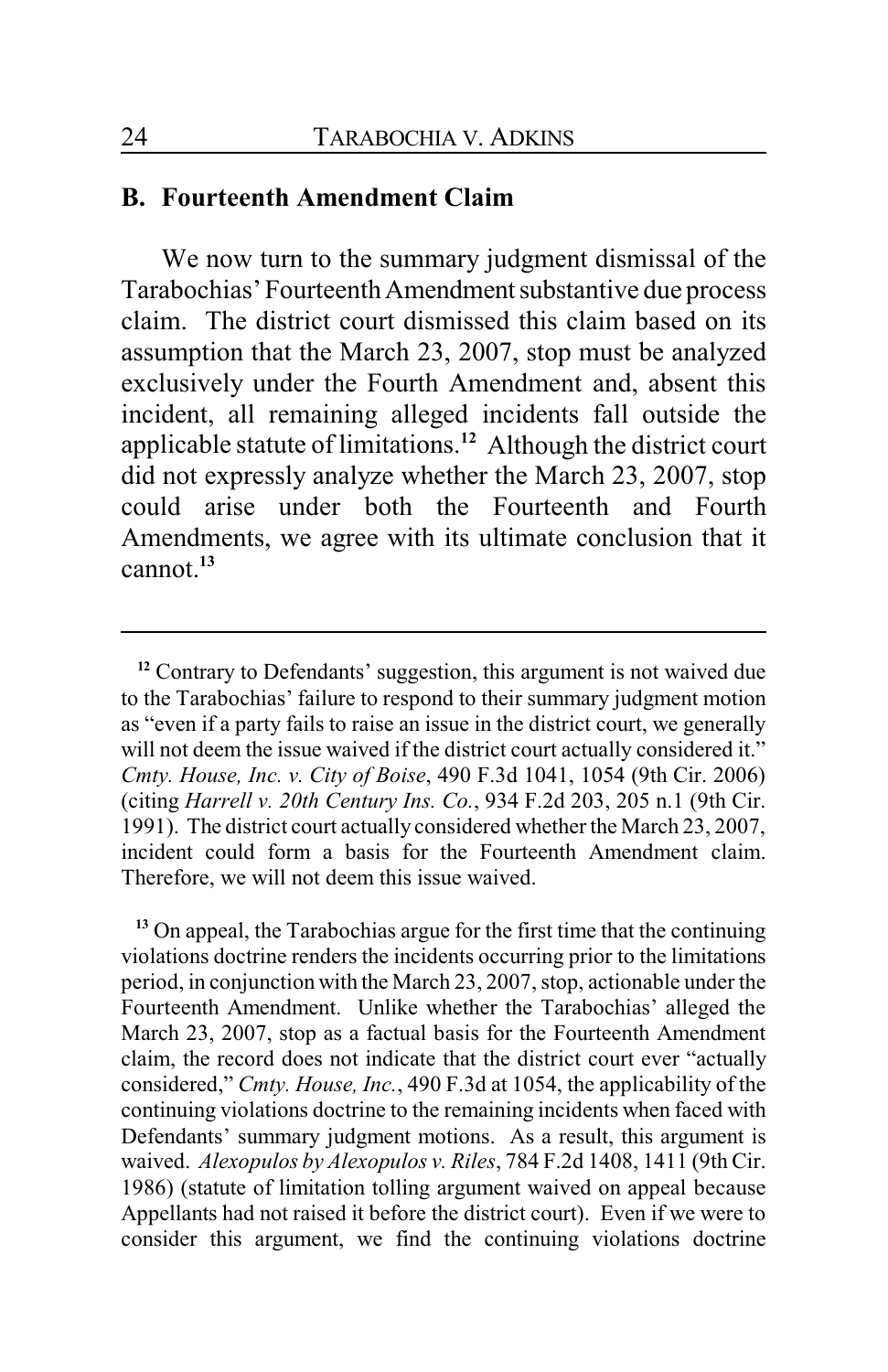## B. Fourteenth Amendment Claim

We now turn to the summary judgment dismissal of the Tarabochias' Fourteenth Amendment substantive due process claim. The district court dismissed this claim based on its assumption that the March 23, 2007, stop must be analyzed exclusively under the Fourth Amendment and, absent this incident, all remaining alleged incidents fall outside the applicable statute of limitations.[12] Although the district court did not expressly analyze whether the March 23, 2007, stop could arise under both the Fourteenth and Fourth Amendments, we agree with its ultimate conclusion that it cannot.[13]

---

[12] Contrary to Defendants' suggestion, this argument is not waived due to the Tarabochias' failure to respond to their summary judgment motion as "even if a party fails to raise an issue in the district court, we generally will not deem the issue waived if the district court actually considered it." *Cmty. House, Inc. v. City of Boise*, 490 F.3d 1041, 1054 (9th Cir. 2006) (citing *Harrell v. 20th Century Ins. Co.*, 934 F.2d 203, 205 n.1 (9th Cir. 1991). The district court actually considered whether the March 23, 2007, incident could form a basis for the Fourteenth Amendment claim. Therefore, we will not deem this issue waived.

[13] On appeal, the Tarabochias argue for the first time that the continuing violations doctrine renders the incidents occurring prior to the limitations period, in conjunction with the March 23, 2007, stop, actionable under the Fourteenth Amendment. Unlike whether the Tarabochias' alleged the March 23, 2007, stop as a factual basis for the Fourteenth Amendment claim, the record does not indicate that the district court ever "actually considered," *Cmty. House, Inc.*, 490 F.3d at 1054, the applicability of the continuing violations doctrine to the remaining incidents when faced with Defendants' summary judgment motions. As a result, this argument is waived. *Alexopulos by Alexopulos v. Riles*, 784 F.2d 1408, 1411 (9th Cir. 1986) (statute of limitation tolling argument waived on appeal because Appellants had not raised it before the district court). Even if we were to consider this argument, we find the continuing violations doctrine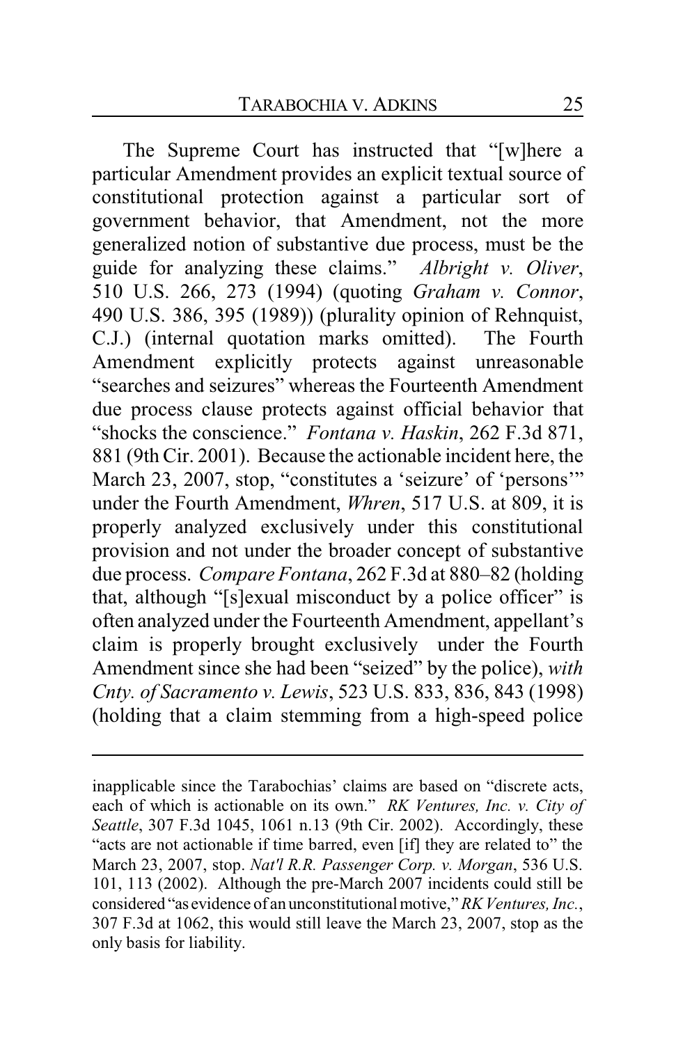The Supreme Court has instructed that "[w]here a particular Amendment provides an explicit textual source of constitutional protection against a particular sort of government behavior, that Amendment, not the more generalized notion of substantive due process, must be the guide for analyzing these claims." *Albright v. Oliver*, 510 U.S. 266, 273 (1994) (quoting *Graham v. Connor*, 490 U.S. 386, 395 (1989)) (plurality opinion of Rehnquist, C.J.) (internal quotation marks omitted). The Fourth Amendment explicitly protects against unreasonable "searches and seizures" whereas the Fourteenth Amendment due process clause protects against official behavior that "shocks the conscience." *Fontana v. Haskin*, 262 F.3d 871, 881 (9th Cir. 2001). Because the actionable incident here, the March 23, 2007, stop, "constitutes a 'seizure' of 'persons'" under the Fourth Amendment, *Whren*, 517 U.S. at 809, it is properly analyzed exclusively under this constitutional provision and not under the broader concept of substantive due process. *Compare Fontana*, 262 F.3d at 880–82 (holding that, although "[s]exual misconduct by a police officer" is often analyzed under the Fourteenth Amendment, appellant's claim is properly brought exclusively under the Fourth Amendment since she had been "seized" by the police), *with Cnty. of Sacramento v. Lewis*, 523 U.S. 833, 836, 843 (1998) (holding that a claim stemming from a high-speed police

inapplicable since the Tarabochias' claims are based on "discrete acts, each of which is actionable on its own." *RK Ventures, Inc. v. City of Seattle*, 307 F.3d 1045, 1061 n.13 (9th Cir. 2002). Accordingly, these "acts are not actionable if time barred, even [if] they are related to" the March 23, 2007, stop. *Nat'l R.R. Passenger Corp. v. Morgan*, 536 U.S. 101, 113 (2002). Although the pre-March 2007 incidents could still be considered "as evidence of an unconstitutional motive," *RK Ventures, Inc.*, 307 F.3d at 1062, this would still leave the March 23, 2007, stop as the only basis for liability.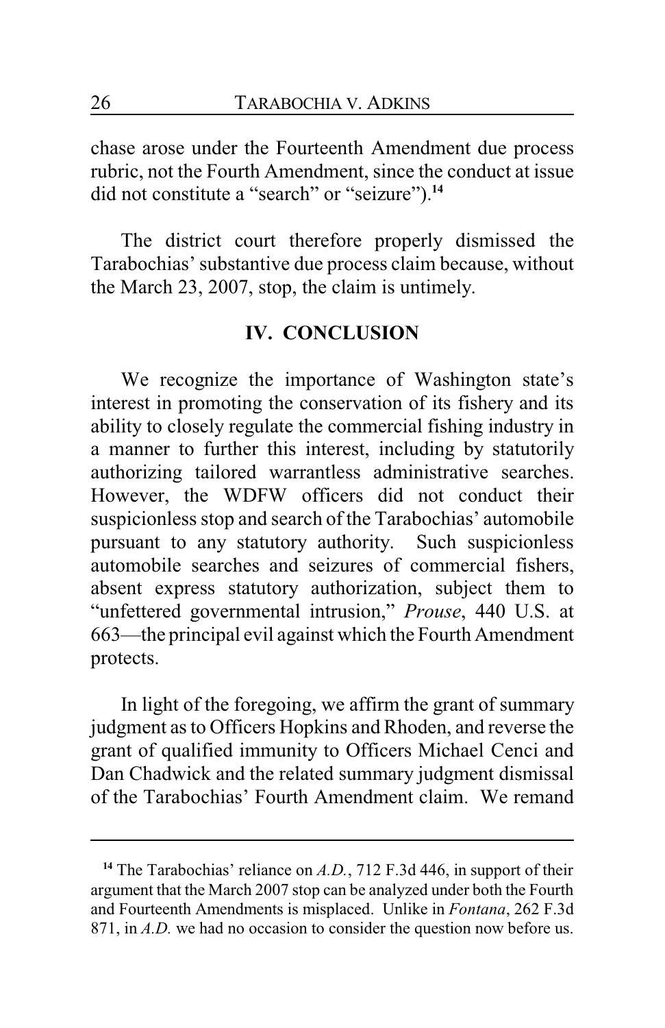chase arose under the Fourteenth Amendment due process rubric, not the Fourth Amendment, since the conduct at issue did not constitute a "search" or "seizure").[14]

The district court therefore properly dismissed the Tarabochias' substantive due process claim because, without the March 23, 2007, stop, the claim is untimely.

## IV. CONCLUSION

We recognize the importance of Washington state's interest in promoting the conservation of its fishery and its ability to closely regulate the commercial fishing industry in a manner to further this interest, including by statutorily authorizing tailored warrantless administrative searches. However, the WDFW officers did not conduct their suspicionless stop and search of the Tarabochias' automobile pursuant to any statutory authority. Such suspicionless automobile searches and seizures of commercial fishers, absent express statutory authorization, subject them to "unfettered governmental intrusion," *Prouse*, 440 U.S. at 663—the principal evil against which the Fourth Amendment protects.

In light of the foregoing, we affirm the grant of summary judgment as to Officers Hopkins and Rhoden, and reverse the grant of qualified immunity to Officers Michael Cenci and Dan Chadwick and the related summary judgment dismissal of the Tarabochias' Fourth Amendment claim. We remand

---

[14] The Tarabochias' reliance on *A.D.*, 712 F.3d 446, in support of their argument that the March 2007 stop can be analyzed under both the Fourth and Fourteenth Amendments is misplaced. Unlike in *Fontana*, 262 F.3d 871, in *A.D.* we had no occasion to consider the question now before us.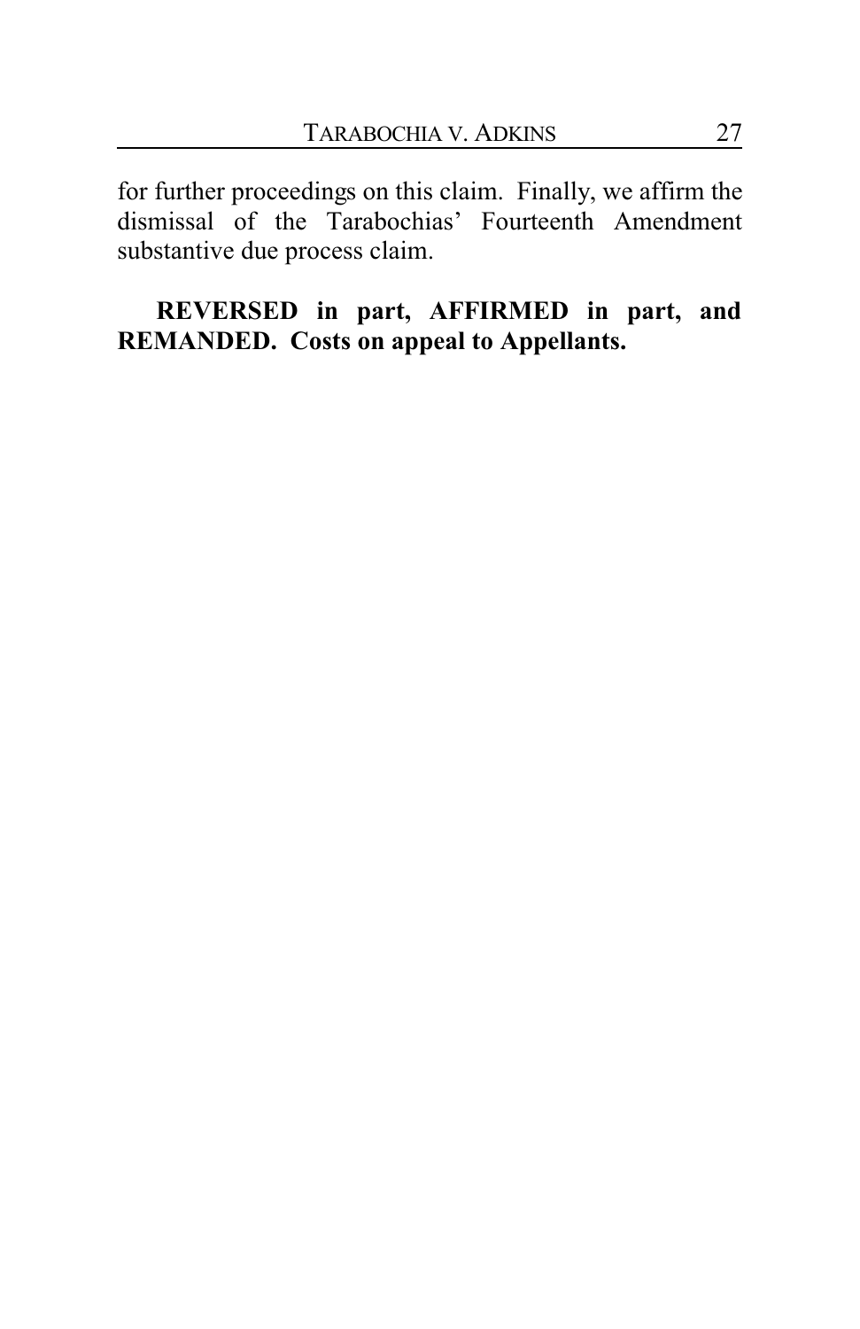for further proceedings on this claim. Finally, we affirm the dismissal of the Tarabochias' Fourteenth Amendment substantive due process claim.

**REVERSED in part, AFFIRMED in part, and REMANDED. Costs on appeal to Appellants.**